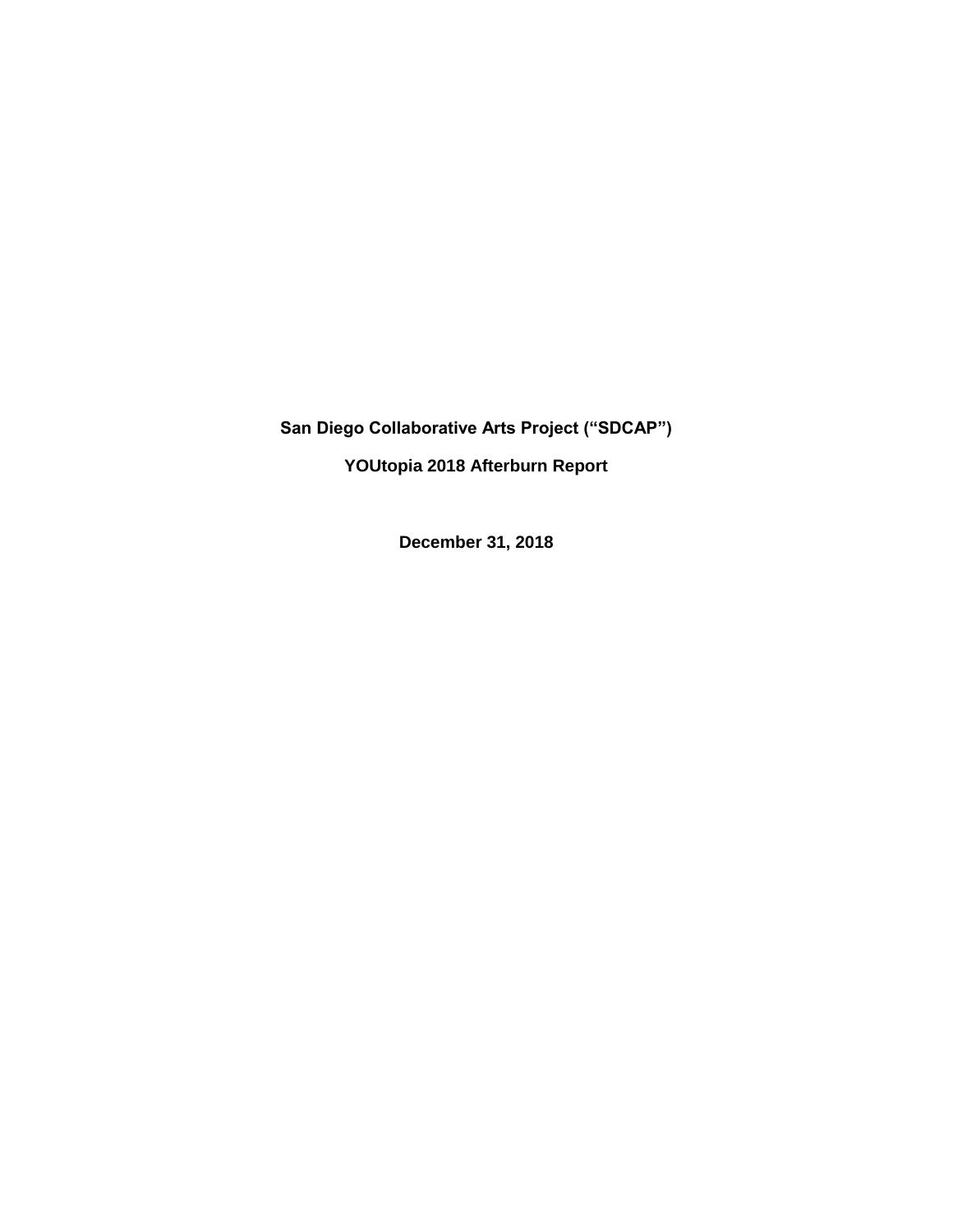# San Diego Collaborative Arts Project ("SDCAP")

## YOUtopia 2018 Afterburn Report

**December 31, 2018**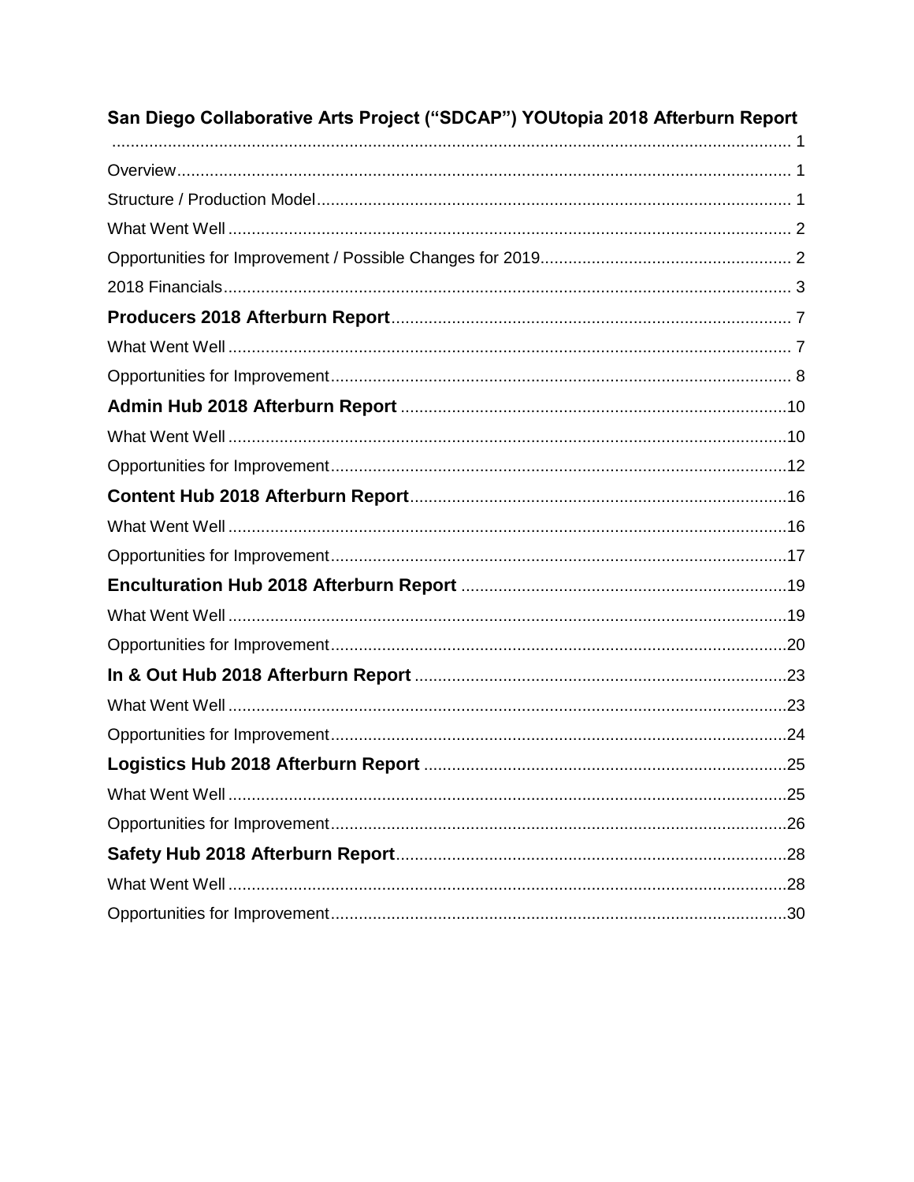**San Diego Collaborative Arts Project ("SDCAP") YOUtopia 2018 Afterburn Report** ........ 1

Overview ........ 1

Structure / Production Model ........ 1

What Went Well ........ 2

Opportunities for Improvement / Possible Changes for 2019 ........ 2

2018 Financials ........ 3

**Producers 2018 Afterburn Report** ........ 7

What Went Well ........ 7

Opportunities for Improvement ........ 8

**Admin Hub 2018 Afterburn Report** ........ 10

What Went Well ........ 10

Opportunities for Improvement ........ 12

**Content Hub 2018 Afterburn Report** ........ 16

What Went Well ........ 16

Opportunities for Improvement ........ 17

**Enculturation Hub 2018 Afterburn Report** ........ 19

What Went Well ........ 19

Opportunities for Improvement ........ 20

**In & Out Hub 2018 Afterburn Report** ........ 23

What Went Well ........ 23

Opportunities for Improvement ........ 24

**Logistics Hub 2018 Afterburn Report** ........ 25

What Went Well ........ 25

Opportunities for Improvement ........ 26

**Safety Hub 2018 Afterburn Report** ........ 28

What Went Well ........ 28

Opportunities for Improvement ........ 30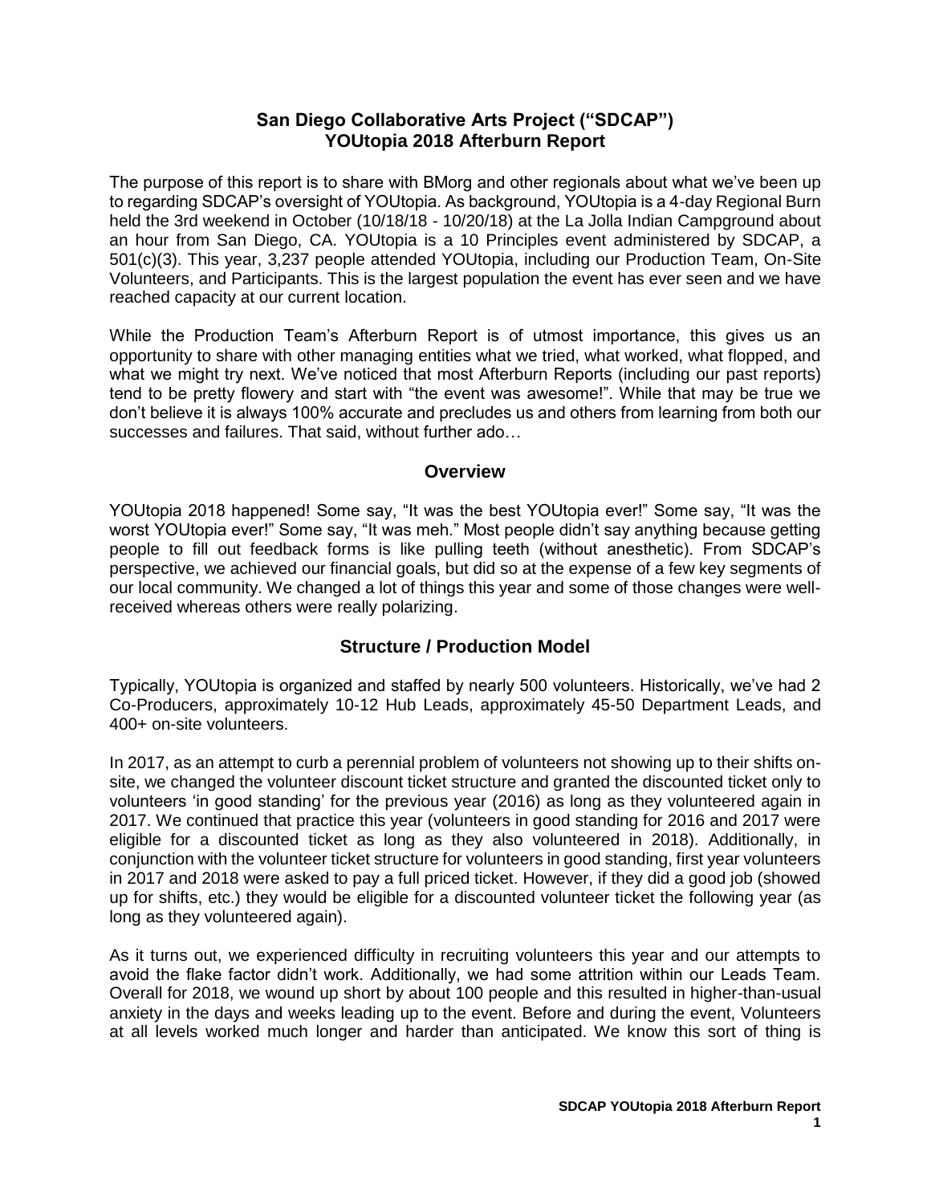# San Diego Collaborative Arts Project ("SDCAP")
# YOUtopia 2018 Afterburn Report

The purpose of this report is to share with BMorg and other regionals about what we've been up to regarding SDCAP's oversight of YOUtopia. As background, YOUtopia is a 4-day Regional Burn held the 3rd weekend in October (10/18/18 - 10/20/18) at the La Jolla Indian Campground about an hour from San Diego, CA. YOUtopia is a 10 Principles event administered by SDCAP, a 501(c)(3). This year, 3,237 people attended YOUtopia, including our Production Team, On-Site Volunteers, and Participants. This is the largest population the event has ever seen and we have reached capacity at our current location.

While the Production Team's Afterburn Report is of utmost importance, this gives us an opportunity to share with other managing entities what we tried, what worked, what flopped, and what we might try next. We've noticed that most Afterburn Reports (including our past reports) tend to be pretty flowery and start with "the event was awesome!". While that may be true we don't believe it is always 100% accurate and precludes us and others from learning from both our successes and failures. That said, without further ado…

## Overview

YOUtopia 2018 happened! Some say, "It was the best YOUtopia ever!" Some say, "It was the worst YOUtopia ever!" Some say, "It was meh." Most people didn't say anything because getting people to fill out feedback forms is like pulling teeth (without anesthetic). From SDCAP's perspective, we achieved our financial goals, but did so at the expense of a few key segments of our local community. We changed a lot of things this year and some of those changes were well-received whereas others were really polarizing.

## Structure / Production Model

Typically, YOUtopia is organized and staffed by nearly 500 volunteers. Historically, we've had 2 Co-Producers, approximately 10-12 Hub Leads, approximately 45-50 Department Leads, and 400+ on-site volunteers.

In 2017, as an attempt to curb a perennial problem of volunteers not showing up to their shifts on-site, we changed the volunteer discount ticket structure and granted the discounted ticket only to volunteers 'in good standing' for the previous year (2016) as long as they volunteered again in 2017. We continued that practice this year (volunteers in good standing for 2016 and 2017 were eligible for a discounted ticket as long as they also volunteered in 2018). Additionally, in conjunction with the volunteer ticket structure for volunteers in good standing, first year volunteers in 2017 and 2018 were asked to pay a full priced ticket. However, if they did a good job (showed up for shifts, etc.) they would be eligible for a discounted volunteer ticket the following year (as long as they volunteered again).

As it turns out, we experienced difficulty in recruiting volunteers this year and our attempts to avoid the flake factor didn't work. Additionally, we had some attrition within our Leads Team. Overall for 2018, we wound up short by about 100 people and this resulted in higher-than-usual anxiety in the days and weeks leading up to the event. Before and during the event, Volunteers at all levels worked much longer and harder than anticipated. We know this sort of thing is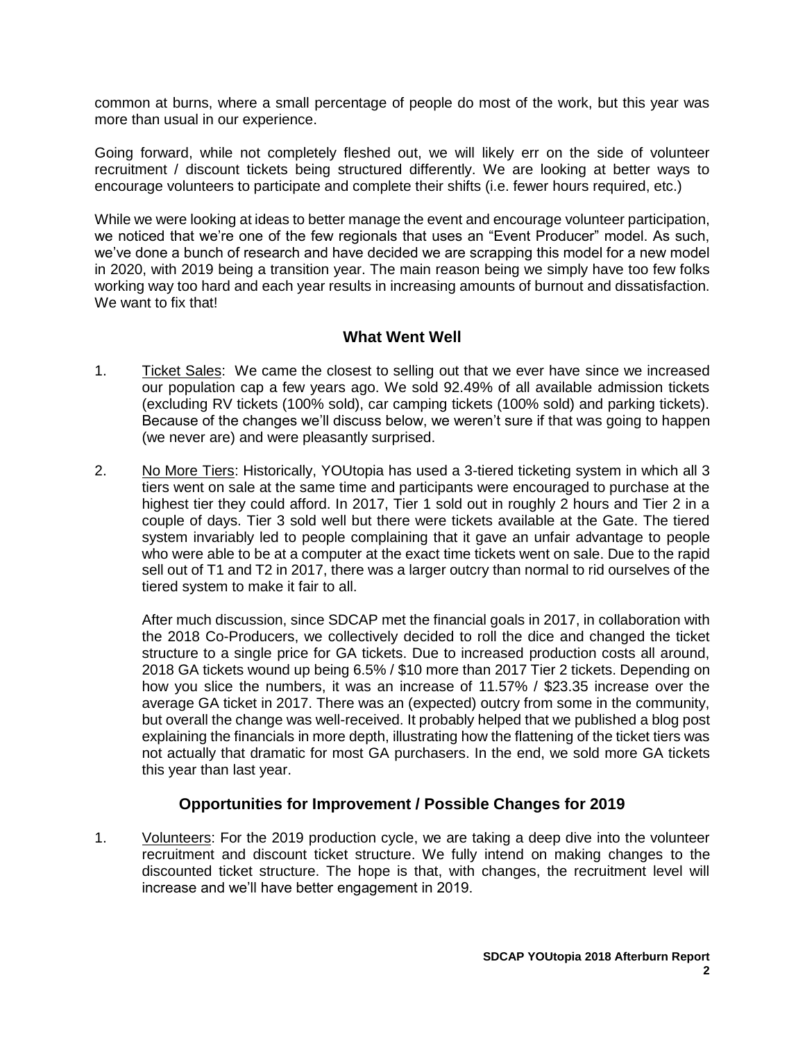common at burns, where a small percentage of people do most of the work, but this year was more than usual in our experience.

Going forward, while not completely fleshed out, we will likely err on the side of volunteer recruitment / discount tickets being structured differently. We are looking at better ways to encourage volunteers to participate and complete their shifts (i.e. fewer hours required, etc.)

While we were looking at ideas to better manage the event and encourage volunteer participation, we noticed that we're one of the few regionals that uses an "Event Producer" model. As such, we've done a bunch of research and have decided we are scrapping this model for a new model in 2020, with 2019 being a transition year. The main reason being we simply have too few folks working way too hard and each year results in increasing amounts of burnout and dissatisfaction. We want to fix that!

## What Went Well

1. Ticket Sales: We came the closest to selling out that we ever have since we increased our population cap a few years ago. We sold 92.49% of all available admission tickets (excluding RV tickets (100% sold), car camping tickets (100% sold) and parking tickets). Because of the changes we'll discuss below, we weren't sure if that was going to happen (we never are) and were pleasantly surprised.

2. No More Tiers: Historically, YOUtopia has used a 3-tiered ticketing system in which all 3 tiers went on sale at the same time and participants were encouraged to purchase at the highest tier they could afford. In 2017, Tier 1 sold out in roughly 2 hours and Tier 2 in a couple of days. Tier 3 sold well but there were tickets available at the Gate. The tiered system invariably led to people complaining that it gave an unfair advantage to people who were able to be at a computer at the exact time tickets went on sale. Due to the rapid sell out of T1 and T2 in 2017, there was a larger outcry than normal to rid ourselves of the tiered system to make it fair to all.

   After much discussion, since SDCAP met the financial goals in 2017, in collaboration with the 2018 Co-Producers, we collectively decided to roll the dice and changed the ticket structure to a single price for GA tickets. Due to increased production costs all around, 2018 GA tickets wound up being 6.5% / $10 more than 2017 Tier 2 tickets. Depending on how you slice the numbers, it was an increase of 11.57% / $23.35 increase over the average GA ticket in 2017. There was an (expected) outcry from some in the community, but overall the change was well-received. It probably helped that we published a blog post explaining the financials in more depth, illustrating how the flattening of the ticket tiers was not actually that dramatic for most GA purchasers. In the end, we sold more GA tickets this year than last year.

## Opportunities for Improvement / Possible Changes for 2019

1. Volunteers: For the 2019 production cycle, we are taking a deep dive into the volunteer recruitment and discount ticket structure. We fully intend on making changes to the discounted ticket structure. The hope is that, with changes, the recruitment level will increase and we'll have better engagement in 2019.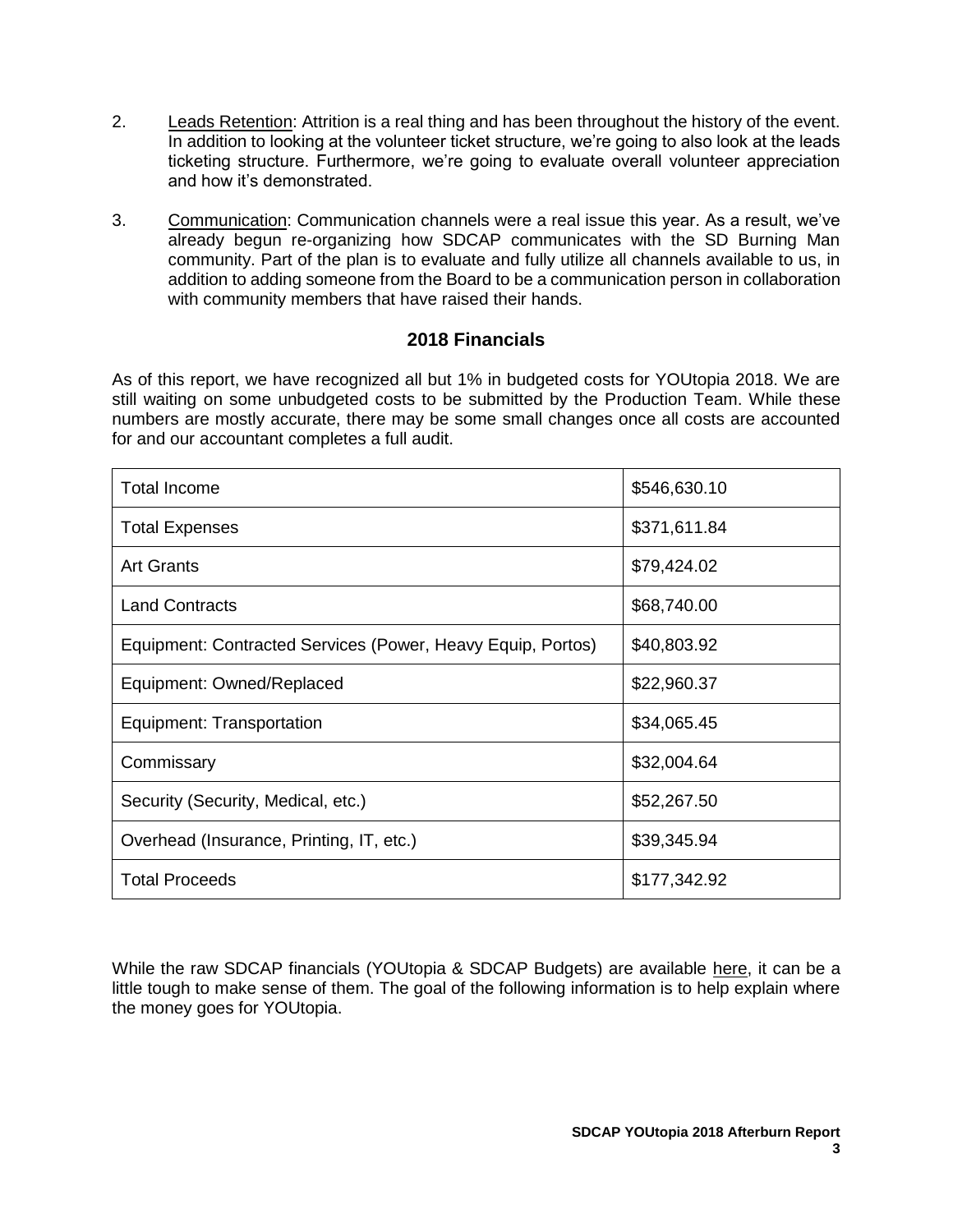2. Leads Retention: Attrition is a real thing and has been throughout the history of the event. In addition to looking at the volunteer ticket structure, we're going to also look at the leads ticketing structure. Furthermore, we're going to evaluate overall volunteer appreciation and how it's demonstrated.

3. Communication: Communication channels were a real issue this year. As a result, we've already begun re-organizing how SDCAP communicates with the SD Burning Man community. Part of the plan is to evaluate and fully utilize all channels available to us, in addition to adding someone from the Board to be a communication person in collaboration with community members that have raised their hands.

## 2018 Financials

As of this report, we have recognized all but 1% in budgeted costs for YOUtopia 2018. We are still waiting on some unbudgeted costs to be submitted by the Production Team. While these numbers are mostly accurate, there may be some small changes once all costs are accounted for and our accountant completes a full audit.

| | |
|---|---|
| Total Income | $546,630.10 |
| Total Expenses | $371,611.84 |
| Art Grants | $79,424.02 |
| Land Contracts | $68,740.00 |
| Equipment: Contracted Services (Power, Heavy Equip, Portos) | $40,803.92 |
| Equipment: Owned/Replaced | $22,960.37 |
| Equipment: Transportation | $34,065.45 |
| Commissary | $32,004.64 |
| Security (Security, Medical, etc.) | $52,267.50 |
| Overhead (Insurance, Printing, IT, etc.) | $39,345.94 |
| Total Proceeds | $177,342.92 |

While the raw SDCAP financials (YOUtopia & SDCAP Budgets) are available here, it can be a little tough to make sense of them. The goal of the following information is to help explain where the money goes for YOUtopia.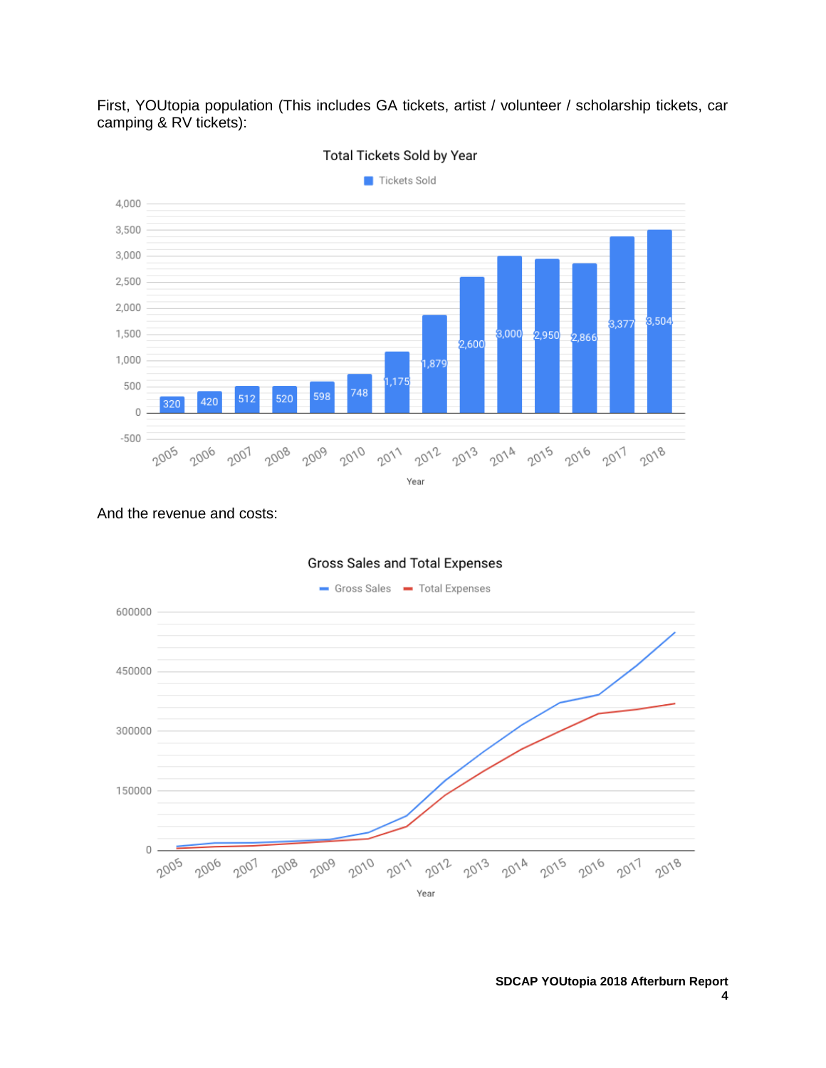First, YOUtopia population (This includes GA tickets, artist / volunteer / scholarship tickets, car camping & RV tickets):

**Total Tickets Sold by Year**

| Year | Tickets Sold |
|---|---|
| 2005 | 320 |
| 2006 | 420 |
| 2007 | 512 |
| 2008 | 520 |
| 2009 | 598 |
| 2010 | 748 |
| 2011 | 1,175 |
| 2012 | 1,879 |
| 2013 | 2,600 |
| 2014 | 3,000 |
| 2015 | 2,950 |
| 2016 | 2,866 |
| 2017 | 3,377 |
| 2018 | 3,504 |

And the revenue and costs:

**Gross Sales and Total Expenses**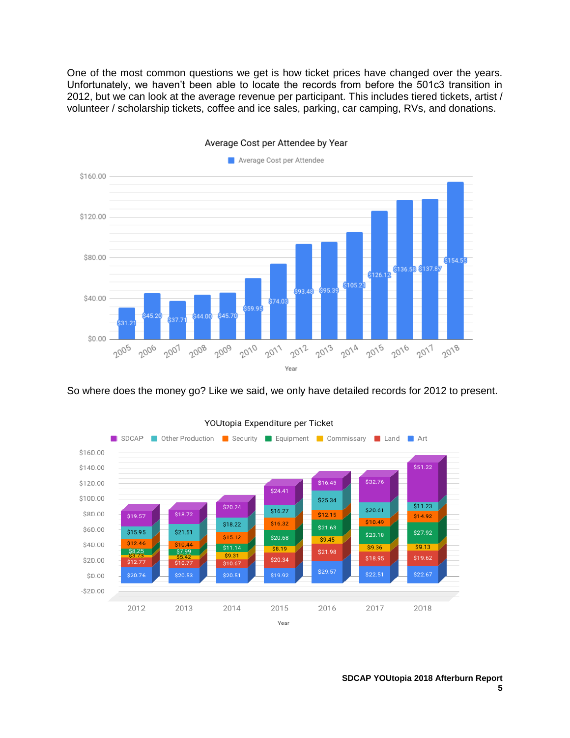One of the most common questions we get is how ticket prices have changed over the years. Unfortunately, we haven't been able to locate the records from before the 501c3 transition in 2012, but we can look at the average revenue per participant. This includes tiered tickets, artist / volunteer / scholarship tickets, coffee and ice sales, parking, car camping, RVs, and donations.

**Average Cost per Attendee by Year**

| Year | Average Cost per Attendee |
| --- | --- |
| 2005 | $31.21 |
| 2006 | $45.20 |
| 2007 | $37.71 |
| 2008 | $44.00 |
| 2009 | $45.70 |
| 2010 | $59.95 |
| 2011 | $74.03 |
| 2012 | $93.48 |
| 2013 | $95.39 |
| 2014 | $105.21 |
| 2015 | $126.12 |
| 2016 | $136.58 |
| 2017 | $137.87 |
| 2018 | $154.55 |

So where does the money go? Like we said, we only have detailed records for 2012 to present.

**YOUtopia Expenditure per Ticket**

| Year | Art | Land | Commissary | Equipment | Security | Other Production | SDCAP |
| --- | --- | --- | --- | --- | --- | --- | --- |
| 2012 | $20.76 | $12.77 | $3.73 | $8.25 | $12.46 | $15.95 | $19.57 |
| 2013 | $20.53 | $10.77 | $5.42 | $7.99 | $10.44 | $21.51 | $18.72 |
| 2014 | $20.51 | $10.67 | $9.31 | $11.14 | $15.12 | $18.22 | $20.24 |
| 2015 | $19.92 | $20.34 | $8.19 | $20.68 | $16.32 | $16.27 | $24.41 |
| 2016 | $29.57 | $21.98 | $9.45 | $21.63 | $12.15 | $25.34 | $16.45 |
| 2017 | $22.51 | $18.95 | $9.36 | $23.18 | $10.49 | $20.61 | $32.76 |
| 2018 | $22.67 | $19.62 | $9.13 | $27.92 | $14.92 | $11.23 | $51.22 |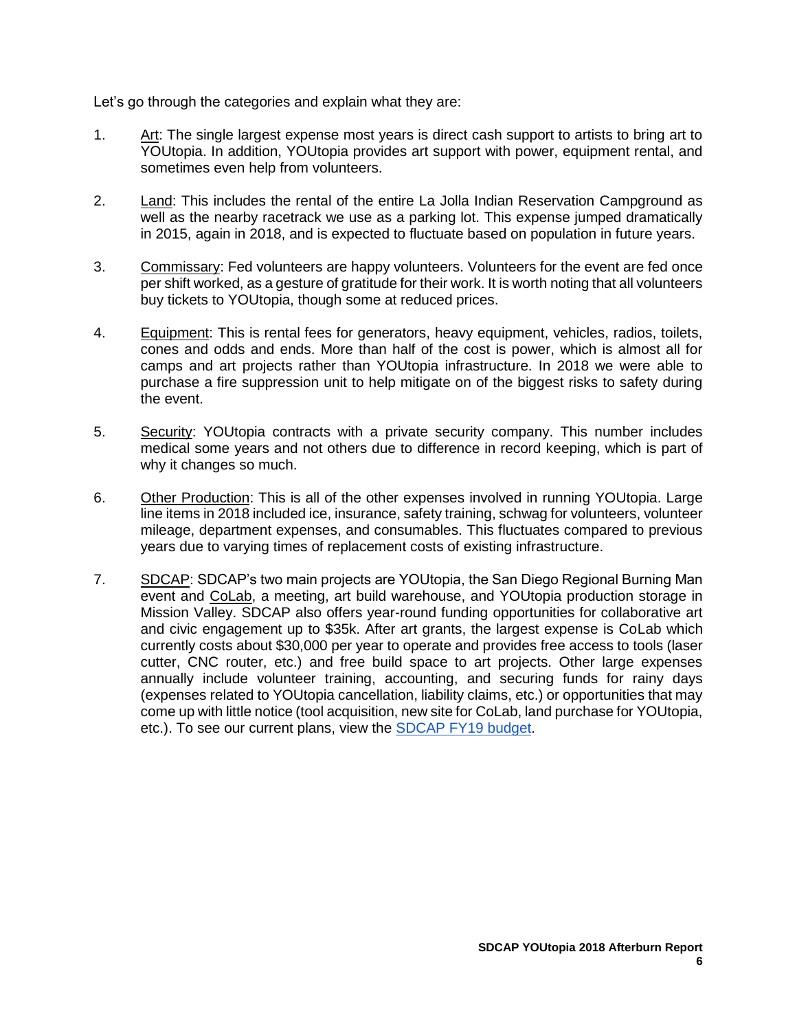Let's go through the categories and explain what they are:

1. Art: The single largest expense most years is direct cash support to artists to bring art to YOUtopia. In addition, YOUtopia provides art support with power, equipment rental, and sometimes even help from volunteers.

2. Land: This includes the rental of the entire La Jolla Indian Reservation Campground as well as the nearby racetrack we use as a parking lot. This expense jumped dramatically in 2015, again in 2018, and is expected to fluctuate based on population in future years.

3. Commissary: Fed volunteers are happy volunteers. Volunteers for the event are fed once per shift worked, as a gesture of gratitude for their work. It is worth noting that all volunteers buy tickets to YOUtopia, though some at reduced prices.

4. Equipment: This is rental fees for generators, heavy equipment, vehicles, radios, toilets, cones and odds and ends. More than half of the cost is power, which is almost all for camps and art projects rather than YOUtopia infrastructure. In 2018 we were able to purchase a fire suppression unit to help mitigate on of the biggest risks to safety during the event.

5. Security: YOUtopia contracts with a private security company. This number includes medical some years and not others due to difference in record keeping, which is part of why it changes so much.

6. Other Production: This is all of the other expenses involved in running YOUtopia. Large line items in 2018 included ice, insurance, safety training, schwag for volunteers, volunteer mileage, department expenses, and consumables. This fluctuates compared to previous years due to varying times of replacement costs of existing infrastructure.

7. SDCAP: SDCAP's two main projects are YOUtopia, the San Diego Regional Burning Man event and CoLab, a meeting, art build warehouse, and YOUtopia production storage in Mission Valley. SDCAP also offers year-round funding opportunities for collaborative art and civic engagement up to $35k. After art grants, the largest expense is CoLab which currently costs about $30,000 per year to operate and provides free access to tools (laser cutter, CNC router, etc.) and free build space to art projects. Other large expenses annually include volunteer training, accounting, and securing funds for rainy days (expenses related to YOUtopia cancellation, liability claims, etc.) or opportunities that may come up with little notice (tool acquisition, new site for CoLab, land purchase for YOUtopia, etc.). To see our current plans, view the SDCAP FY19 budget.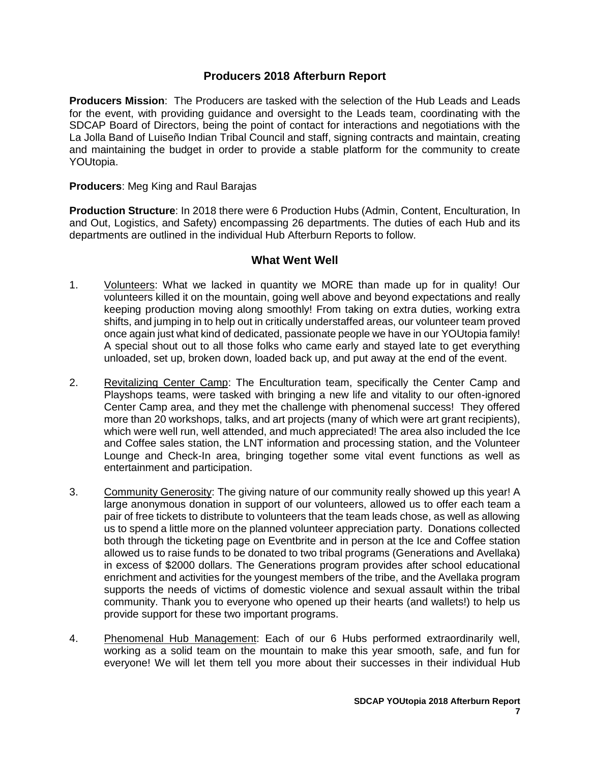# Producers 2018 Afterburn Report

**Producers Mission**: The Producers are tasked with the selection of the Hub Leads and Leads for the event, with providing guidance and oversight to the Leads team, coordinating with the SDCAP Board of Directors, being the point of contact for interactions and negotiations with the La Jolla Band of Luiseño Indian Tribal Council and staff, signing contracts and maintain, creating and maintaining the budget in order to provide a stable platform for the community to create YOUtopia.

**Producers**: Meg King and Raul Barajas

**Production Structure**: In 2018 there were 6 Production Hubs (Admin, Content, Enculturation, In and Out, Logistics, and Safety) encompassing 26 departments. The duties of each Hub and its departments are outlined in the individual Hub Afterburn Reports to follow.

## What Went Well

1. Volunteers: What we lacked in quantity we MORE than made up for in quality! Our volunteers killed it on the mountain, going well above and beyond expectations and really keeping production moving along smoothly! From taking on extra duties, working extra shifts, and jumping in to help out in critically understaffed areas, our volunteer team proved once again just what kind of dedicated, passionate people we have in our YOUtopia family! A special shout out to all those folks who came early and stayed late to get everything unloaded, set up, broken down, loaded back up, and put away at the end of the event.

2. Revitalizing Center Camp: The Enculturation team, specifically the Center Camp and Playshops teams, were tasked with bringing a new life and vitality to our often-ignored Center Camp area, and they met the challenge with phenomenal success! They offered more than 20 workshops, talks, and art projects (many of which were art grant recipients), which were well run, well attended, and much appreciated! The area also included the Ice and Coffee sales station, the LNT information and processing station, and the Volunteer Lounge and Check-In area, bringing together some vital event functions as well as entertainment and participation.

3. Community Generosity: The giving nature of our community really showed up this year! A large anonymous donation in support of our volunteers, allowed us to offer each team a pair of free tickets to distribute to volunteers that the team leads chose, as well as allowing us to spend a little more on the planned volunteer appreciation party. Donations collected both through the ticketing page on Eventbrite and in person at the Ice and Coffee station allowed us to raise funds to be donated to two tribal programs (Generations and Avellaka) in excess of $2000 dollars. The Generations program provides after school educational enrichment and activities for the youngest members of the tribe, and the Avellaka program supports the needs of victims of domestic violence and sexual assault within the tribal community. Thank you to everyone who opened up their hearts (and wallets!) to help us provide support for these two important programs.

4. Phenomenal Hub Management: Each of our 6 Hubs performed extraordinarily well, working as a solid team on the mountain to make this year smooth, safe, and fun for everyone! We will let them tell you more about their successes in their individual Hub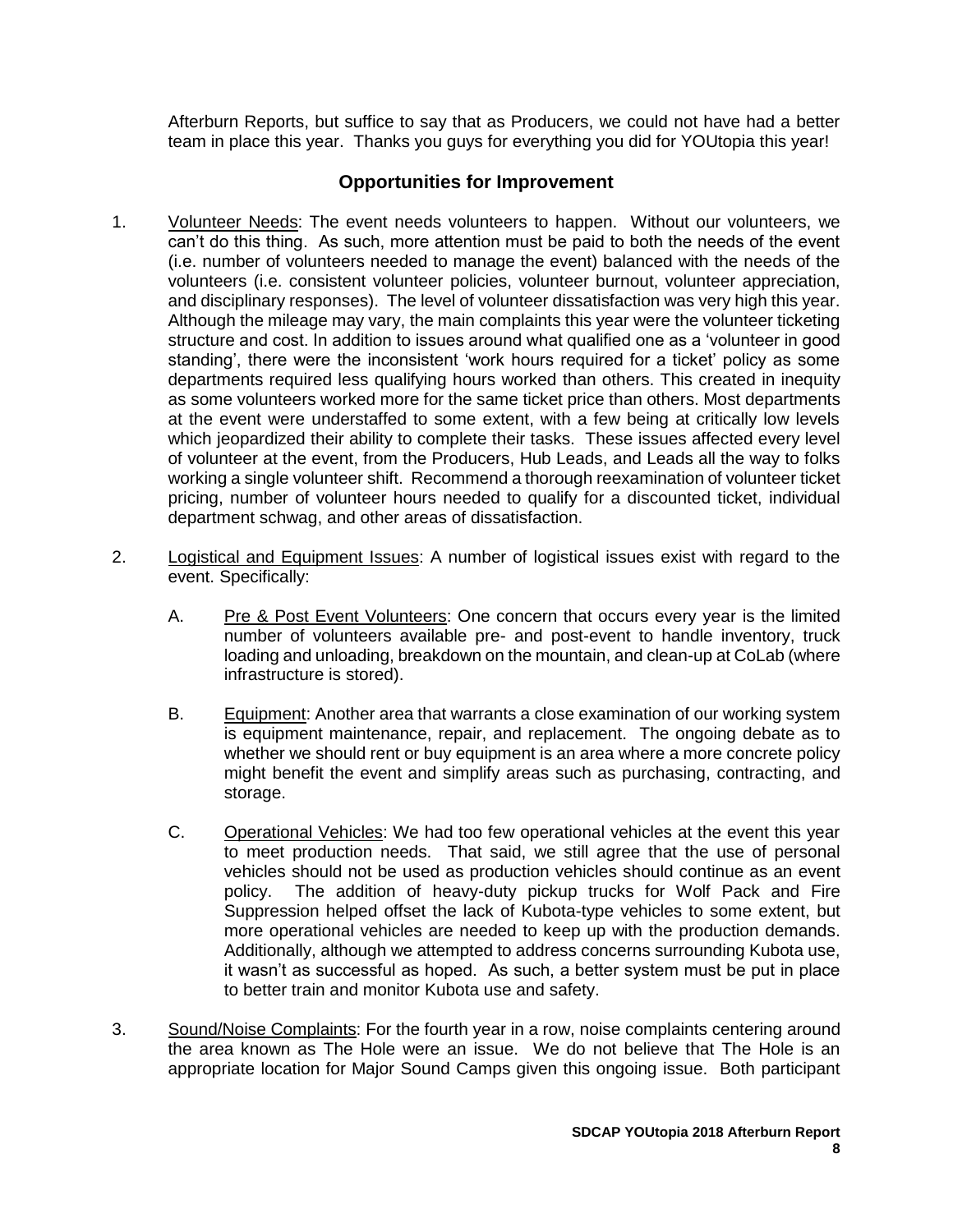Afterburn Reports, but suffice to say that as Producers, we could not have had a better team in place this year. Thanks you guys for everything you did for YOUtopia this year!

## Opportunities for Improvement

1. Volunteer Needs: The event needs volunteers to happen. Without our volunteers, we can't do this thing. As such, more attention must be paid to both the needs of the event (i.e. number of volunteers needed to manage the event) balanced with the needs of the volunteers (i.e. consistent volunteer policies, volunteer burnout, volunteer appreciation, and disciplinary responses). The level of volunteer dissatisfaction was very high this year. Although the mileage may vary, the main complaints this year were the volunteer ticketing structure and cost. In addition to issues around what qualified one as a 'volunteer in good standing', there were the inconsistent 'work hours required for a ticket' policy as some departments required less qualifying hours worked than others. This created in inequity as some volunteers worked more for the same ticket price than others. Most departments at the event were understaffed to some extent, with a few being at critically low levels which jeopardized their ability to complete their tasks. These issues affected every level of volunteer at the event, from the Producers, Hub Leads, and Leads all the way to folks working a single volunteer shift. Recommend a thorough reexamination of volunteer ticket pricing, number of volunteer hours needed to qualify for a discounted ticket, individual department schwag, and other areas of dissatisfaction.

2. Logistical and Equipment Issues: A number of logistical issues exist with regard to the event. Specifically:

   A. Pre & Post Event Volunteers: One concern that occurs every year is the limited number of volunteers available pre- and post-event to handle inventory, truck loading and unloading, breakdown on the mountain, and clean-up at CoLab (where infrastructure is stored).

   B. Equipment: Another area that warrants a close examination of our working system is equipment maintenance, repair, and replacement. The ongoing debate as to whether we should rent or buy equipment is an area where a more concrete policy might benefit the event and simplify areas such as purchasing, contracting, and storage.

   C. Operational Vehicles: We had too few operational vehicles at the event this year to meet production needs. That said, we still agree that the use of personal vehicles should not be used as production vehicles should continue as an event policy. The addition of heavy-duty pickup trucks for Wolf Pack and Fire Suppression helped offset the lack of Kubota-type vehicles to some extent, but more operational vehicles are needed to keep up with the production demands. Additionally, although we attempted to address concerns surrounding Kubota use, it wasn't as successful as hoped. As such, a better system must be put in place to better train and monitor Kubota use and safety.

3. Sound/Noise Complaints: For the fourth year in a row, noise complaints centering around the area known as The Hole were an issue. We do not believe that The Hole is an appropriate location for Major Sound Camps given this ongoing issue. Both participant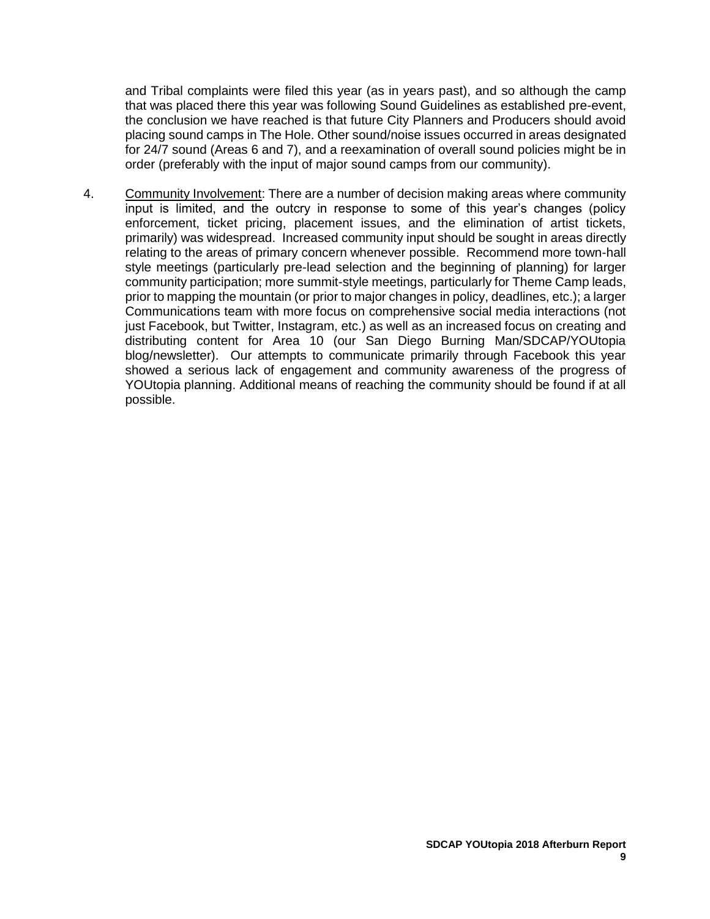and Tribal complaints were filed this year (as in years past), and so although the camp that was placed there this year was following Sound Guidelines as established pre-event, the conclusion we have reached is that future City Planners and Producers should avoid placing sound camps in The Hole. Other sound/noise issues occurred in areas designated for 24/7 sound (Areas 6 and 7), and a reexamination of overall sound policies might be in order (preferably with the input of major sound camps from our community).

4. Community Involvement: There are a number of decision making areas where community input is limited, and the outcry in response to some of this year's changes (policy enforcement, ticket pricing, placement issues, and the elimination of artist tickets, primarily) was widespread. Increased community input should be sought in areas directly relating to the areas of primary concern whenever possible. Recommend more town-hall style meetings (particularly pre-lead selection and the beginning of planning) for larger community participation; more summit-style meetings, particularly for Theme Camp leads, prior to mapping the mountain (or prior to major changes in policy, deadlines, etc.); a larger Communications team with more focus on comprehensive social media interactions (not just Facebook, but Twitter, Instagram, etc.) as well as an increased focus on creating and distributing content for Area 10 (our San Diego Burning Man/SDCAP/YOUtopia blog/newsletter). Our attempts to communicate primarily through Facebook this year showed a serious lack of engagement and community awareness of the progress of YOUtopia planning. Additional means of reaching the community should be found if at all possible.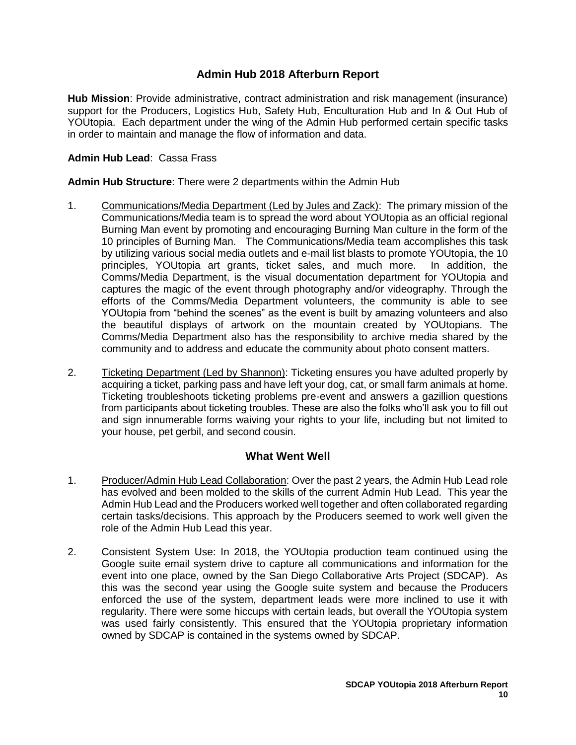## Admin Hub 2018 Afterburn Report

**Hub Mission**: Provide administrative, contract administration and risk management (insurance) support for the Producers, Logistics Hub, Safety Hub, Enculturation Hub and In & Out Hub of YOUtopia. Each department under the wing of the Admin Hub performed certain specific tasks in order to maintain and manage the flow of information and data.

**Admin Hub Lead**: Cassa Frass

**Admin Hub Structure**: There were 2 departments within the Admin Hub

1. Communications/Media Department (Led by Jules and Zack): The primary mission of the Communications/Media team is to spread the word about YOUtopia as an official regional Burning Man event by promoting and encouraging Burning Man culture in the form of the 10 principles of Burning Man. The Communications/Media team accomplishes this task by utilizing various social media outlets and e-mail list blasts to promote YOUtopia, the 10 principles, YOUtopia art grants, ticket sales, and much more. In addition, the Comms/Media Department, is the visual documentation department for YOUtopia and captures the magic of the event through photography and/or videography. Through the efforts of the Comms/Media Department volunteers, the community is able to see YOUtopia from "behind the scenes" as the event is built by amazing volunteers and also the beautiful displays of artwork on the mountain created by YOUtopians. The Comms/Media Department also has the responsibility to archive media shared by the community and to address and educate the community about photo consent matters.

2. Ticketing Department (Led by Shannon): Ticketing ensures you have adulted properly by acquiring a ticket, parking pass and have left your dog, cat, or small farm animals at home. Ticketing troubleshoots ticketing problems pre-event and answers a gazillion questions from participants about ticketing troubles. These are also the folks who'll ask you to fill out and sign innumerable forms waiving your rights to your life, including but not limited to your house, pet gerbil, and second cousin.

### What Went Well

1. Producer/Admin Hub Lead Collaboration: Over the past 2 years, the Admin Hub Lead role has evolved and been molded to the skills of the current Admin Hub Lead. This year the Admin Hub Lead and the Producers worked well together and often collaborated regarding certain tasks/decisions. This approach by the Producers seemed to work well given the role of the Admin Hub Lead this year.

2. Consistent System Use: In 2018, the YOUtopia production team continued using the Google suite email system drive to capture all communications and information for the event into one place, owned by the San Diego Collaborative Arts Project (SDCAP). As this was the second year using the Google suite system and because the Producers enforced the use of the system, department leads were more inclined to use it with regularity. There were some hiccups with certain leads, but overall the YOUtopia system was used fairly consistently. This ensured that the YOUtopia proprietary information owned by SDCAP is contained in the systems owned by SDCAP.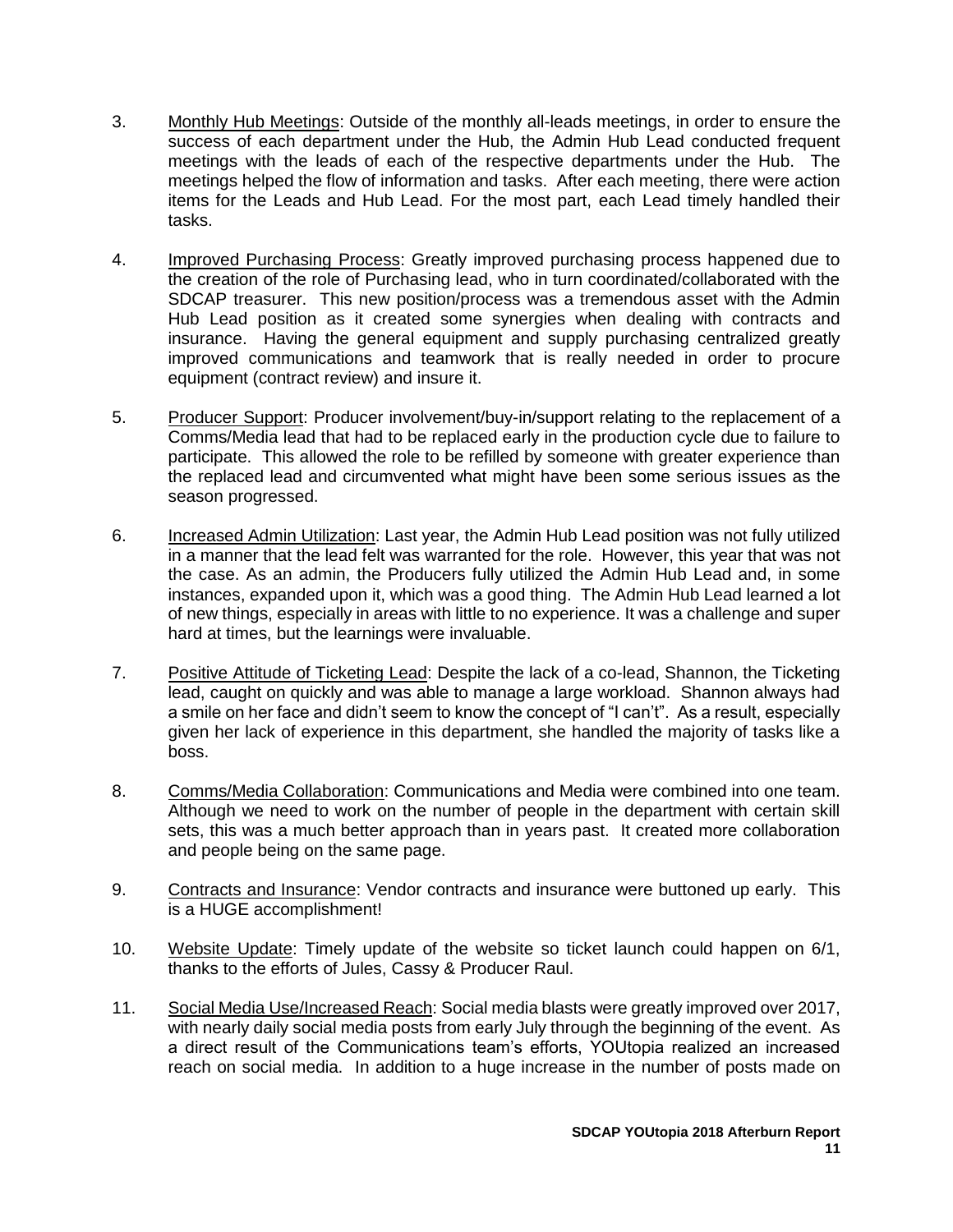3. Monthly Hub Meetings: Outside of the monthly all-leads meetings, in order to ensure the success of each department under the Hub, the Admin Hub Lead conducted frequent meetings with the leads of each of the respective departments under the Hub. The meetings helped the flow of information and tasks. After each meeting, there were action items for the Leads and Hub Lead. For the most part, each Lead timely handled their tasks.

4. Improved Purchasing Process: Greatly improved purchasing process happened due to the creation of the role of Purchasing lead, who in turn coordinated/collaborated with the SDCAP treasurer. This new position/process was a tremendous asset with the Admin Hub Lead position as it created some synergies when dealing with contracts and insurance. Having the general equipment and supply purchasing centralized greatly improved communications and teamwork that is really needed in order to procure equipment (contract review) and insure it.

5. Producer Support: Producer involvement/buy-in/support relating to the replacement of a Comms/Media lead that had to be replaced early in the production cycle due to failure to participate. This allowed the role to be refilled by someone with greater experience than the replaced lead and circumvented what might have been some serious issues as the season progressed.

6. Increased Admin Utilization: Last year, the Admin Hub Lead position was not fully utilized in a manner that the lead felt was warranted for the role. However, this year that was not the case. As an admin, the Producers fully utilized the Admin Hub Lead and, in some instances, expanded upon it, which was a good thing. The Admin Hub Lead learned a lot of new things, especially in areas with little to no experience. It was a challenge and super hard at times, but the learnings were invaluable.

7. Positive Attitude of Ticketing Lead: Despite the lack of a co-lead, Shannon, the Ticketing lead, caught on quickly and was able to manage a large workload. Shannon always had a smile on her face and didn't seem to know the concept of "I can't". As a result, especially given her lack of experience in this department, she handled the majority of tasks like a boss.

8. Comms/Media Collaboration: Communications and Media were combined into one team. Although we need to work on the number of people in the department with certain skill sets, this was a much better approach than in years past. It created more collaboration and people being on the same page.

9. Contracts and Insurance: Vendor contracts and insurance were buttoned up early. This is a HUGE accomplishment!

10. Website Update: Timely update of the website so ticket launch could happen on 6/1, thanks to the efforts of Jules, Cassy & Producer Raul.

11. Social Media Use/Increased Reach: Social media blasts were greatly improved over 2017, with nearly daily social media posts from early July through the beginning of the event. As a direct result of the Communications team's efforts, YOUtopia realized an increased reach on social media. In addition to a huge increase in the number of posts made on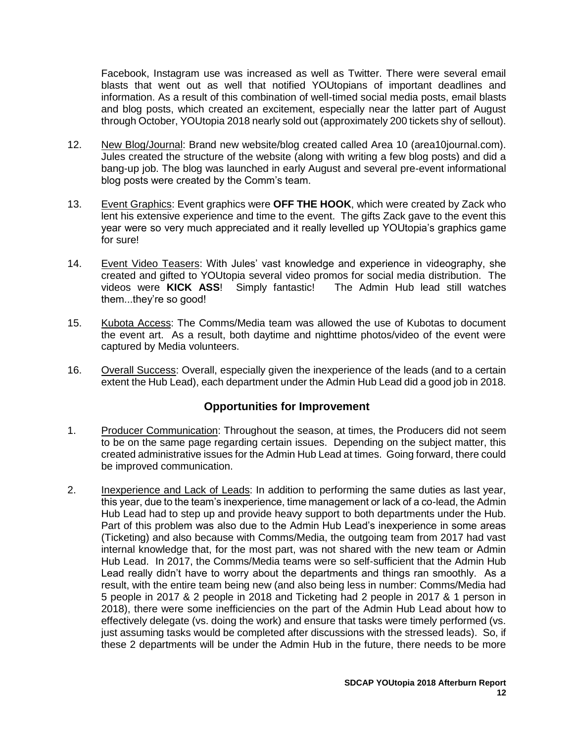Facebook, Instagram use was increased as well as Twitter. There were several email blasts that went out as well that notified YOUtopians of important deadlines and information. As a result of this combination of well-timed social media posts, email blasts and blog posts, which created an excitement, especially near the latter part of August through October, YOUtopia 2018 nearly sold out (approximately 200 tickets shy of sellout).

12. New Blog/Journal: Brand new website/blog created called Area 10 (area10journal.com). Jules created the structure of the website (along with writing a few blog posts) and did a bang-up job. The blog was launched in early August and several pre-event informational blog posts were created by the Comm's team.

13. Event Graphics: Event graphics were **OFF THE HOOK**, which were created by Zack who lent his extensive experience and time to the event. The gifts Zack gave to the event this year were so very much appreciated and it really levelled up YOUtopia's graphics game for sure!

14. Event Video Teasers: With Jules' vast knowledge and experience in videography, she created and gifted to YOUtopia several video promos for social media distribution. The videos were **KICK ASS**! Simply fantastic! The Admin Hub lead still watches them...they're so good!

15. Kubota Access: The Comms/Media team was allowed the use of Kubotas to document the event art. As a result, both daytime and nighttime photos/video of the event were captured by Media volunteers.

16. Overall Success: Overall, especially given the inexperience of the leads (and to a certain extent the Hub Lead), each department under the Admin Hub Lead did a good job in 2018.

## Opportunities for Improvement

1. Producer Communication: Throughout the season, at times, the Producers did not seem to be on the same page regarding certain issues. Depending on the subject matter, this created administrative issues for the Admin Hub Lead at times. Going forward, there could be improved communication.

2. Inexperience and Lack of Leads: In addition to performing the same duties as last year, this year, due to the team's inexperience, time management or lack of a co-lead, the Admin Hub Lead had to step up and provide heavy support to both departments under the Hub. Part of this problem was also due to the Admin Hub Lead's inexperience in some areas (Ticketing) and also because with Comms/Media, the outgoing team from 2017 had vast internal knowledge that, for the most part, was not shared with the new team or Admin Hub Lead. In 2017, the Comms/Media teams were so self-sufficient that the Admin Hub Lead really didn't have to worry about the departments and things ran smoothly. As a result, with the entire team being new (and also being less in number: Comms/Media had 5 people in 2017 & 2 people in 2018 and Ticketing had 2 people in 2017 & 1 person in 2018), there were some inefficiencies on the part of the Admin Hub Lead about how to effectively delegate (vs. doing the work) and ensure that tasks were timely performed (vs. just assuming tasks would be completed after discussions with the stressed leads). So, if these 2 departments will be under the Admin Hub in the future, there needs to be more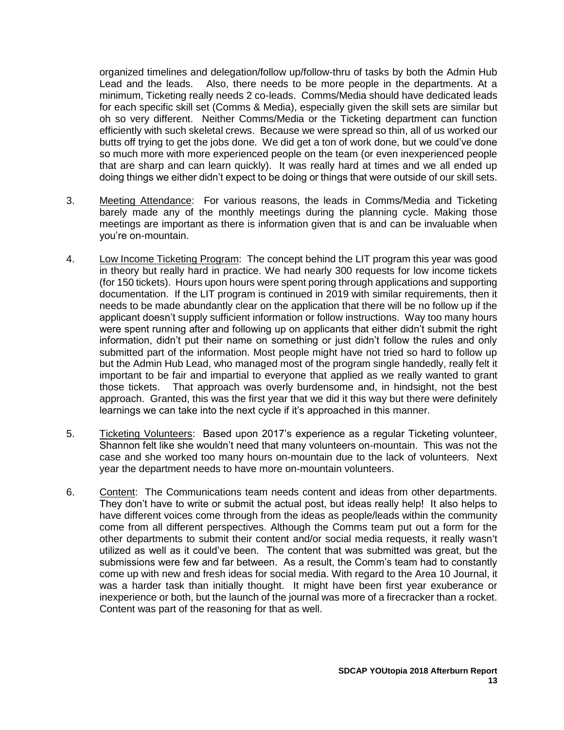organized timelines and delegation/follow up/follow-thru of tasks by both the Admin Hub Lead and the leads. Also, there needs to be more people in the departments. At a minimum, Ticketing really needs 2 co-leads. Comms/Media should have dedicated leads for each specific skill set (Comms & Media), especially given the skill sets are similar but oh so very different. Neither Comms/Media or the Ticketing department can function efficiently with such skeletal crews. Because we were spread so thin, all of us worked our butts off trying to get the jobs done. We did get a ton of work done, but we could've done so much more with more experienced people on the team (or even inexperienced people that are sharp and can learn quickly). It was really hard at times and we all ended up doing things we either didn't expect to be doing or things that were outside of our skill sets.

3. Meeting Attendance: For various reasons, the leads in Comms/Media and Ticketing barely made any of the monthly meetings during the planning cycle. Making those meetings are important as there is information given that is and can be invaluable when you're on-mountain.

4. Low Income Ticketing Program: The concept behind the LIT program this year was good in theory but really hard in practice. We had nearly 300 requests for low income tickets (for 150 tickets). Hours upon hours were spent poring through applications and supporting documentation. If the LIT program is continued in 2019 with similar requirements, then it needs to be made abundantly clear on the application that there will be no follow up if the applicant doesn't supply sufficient information or follow instructions. Way too many hours were spent running after and following up on applicants that either didn't submit the right information, didn't put their name on something or just didn't follow the rules and only submitted part of the information. Most people might have not tried so hard to follow up but the Admin Hub Lead, who managed most of the program single handedly, really felt it important to be fair and impartial to everyone that applied as we really wanted to grant those tickets. That approach was overly burdensome and, in hindsight, not the best approach. Granted, this was the first year that we did it this way but there were definitely learnings we can take into the next cycle if it's approached in this manner.

5. Ticketing Volunteers: Based upon 2017's experience as a regular Ticketing volunteer, Shannon felt like she wouldn't need that many volunteers on-mountain. This was not the case and she worked too many hours on-mountain due to the lack of volunteers. Next year the department needs to have more on-mountain volunteers.

6. Content: The Communications team needs content and ideas from other departments. They don't have to write or submit the actual post, but ideas really help! It also helps to have different voices come through from the ideas as people/leads within the community come from all different perspectives. Although the Comms team put out a form for the other departments to submit their content and/or social media requests, it really wasn't utilized as well as it could've been. The content that was submitted was great, but the submissions were few and far between. As a result, the Comm's team had to constantly come up with new and fresh ideas for social media. With regard to the Area 10 Journal, it was a harder task than initially thought. It might have been first year exuberance or inexperience or both, but the launch of the journal was more of a firecracker than a rocket. Content was part of the reasoning for that as well.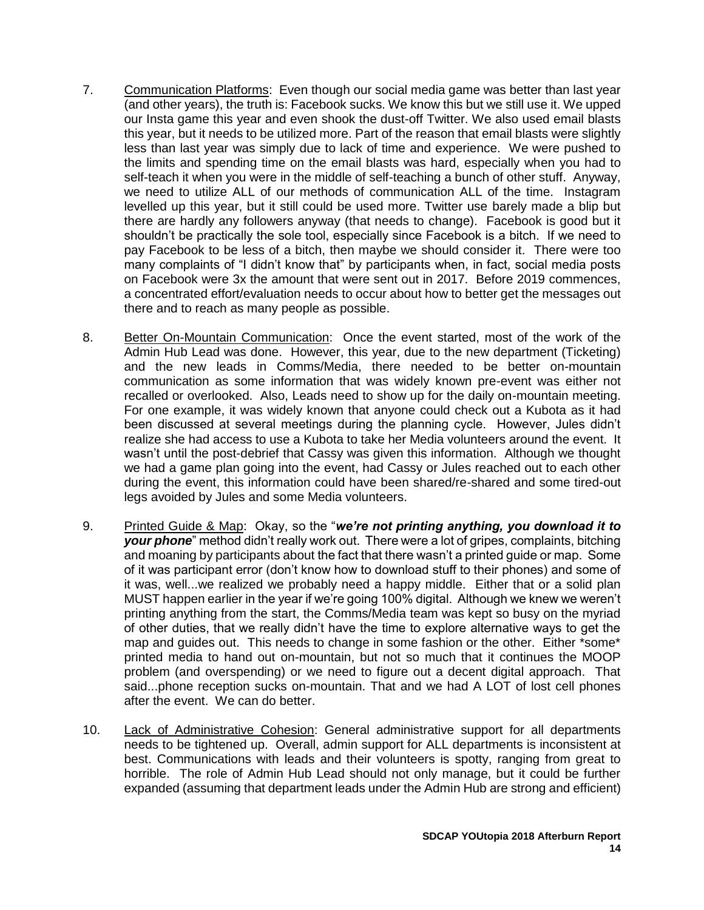7. Communication Platforms: Even though our social media game was better than last year (and other years), the truth is: Facebook sucks. We know this but we still use it. We upped our Insta game this year and even shook the dust-off Twitter. We also used email blasts this year, but it needs to be utilized more. Part of the reason that email blasts were slightly less than last year was simply due to lack of time and experience. We were pushed to the limits and spending time on the email blasts was hard, especially when you had to self-teach it when you were in the middle of self-teaching a bunch of other stuff. Anyway, we need to utilize ALL of our methods of communication ALL of the time. Instagram levelled up this year, but it still could be used more. Twitter use barely made a blip but there are hardly any followers anyway (that needs to change). Facebook is good but it shouldn't be practically the sole tool, especially since Facebook is a bitch. If we need to pay Facebook to be less of a bitch, then maybe we should consider it. There were too many complaints of "I didn't know that" by participants when, in fact, social media posts on Facebook were 3x the amount that were sent out in 2017. Before 2019 commences, a concentrated effort/evaluation needs to occur about how to better get the messages out there and to reach as many people as possible.

8. Better On-Mountain Communication: Once the event started, most of the work of the Admin Hub Lead was done. However, this year, due to the new department (Ticketing) and the new leads in Comms/Media, there needed to be better on-mountain communication as some information that was widely known pre-event was either not recalled or overlooked. Also, Leads need to show up for the daily on-mountain meeting. For one example, it was widely known that anyone could check out a Kubota as it had been discussed at several meetings during the planning cycle. However, Jules didn't realize she had access to use a Kubota to take her Media volunteers around the event. It wasn't until the post-debrief that Cassy was given this information. Although we thought we had a game plan going into the event, had Cassy or Jules reached out to each other during the event, this information could have been shared/re-shared and some tired-out legs avoided by Jules and some Media volunteers.

9. Printed Guide & Map: Okay, so the "***we're not printing anything, you download it to your phone***" method didn't really work out. There were a lot of gripes, complaints, bitching and moaning by participants about the fact that there wasn't a printed guide or map. Some of it was participant error (don't know how to download stuff to their phones) and some of it was, well...we realized we probably need a happy middle. Either that or a solid plan MUST happen earlier in the year if we're going 100% digital. Although we knew we weren't printing anything from the start, the Comms/Media team was kept so busy on the myriad of other duties, that we really didn't have the time to explore alternative ways to get the map and guides out. This needs to change in some fashion or the other. Either *some* printed media to hand out on-mountain, but not so much that it continues the MOOP problem (and overspending) or we need to figure out a decent digital approach. That said...phone reception sucks on-mountain. That and we had A LOT of lost cell phones after the event. We can do better.

10. Lack of Administrative Cohesion: General administrative support for all departments needs to be tightened up. Overall, admin support for ALL departments is inconsistent at best. Communications with leads and their volunteers is spotty, ranging from great to horrible. The role of Admin Hub Lead should not only manage, but it could be further expanded (assuming that department leads under the Admin Hub are strong and efficient)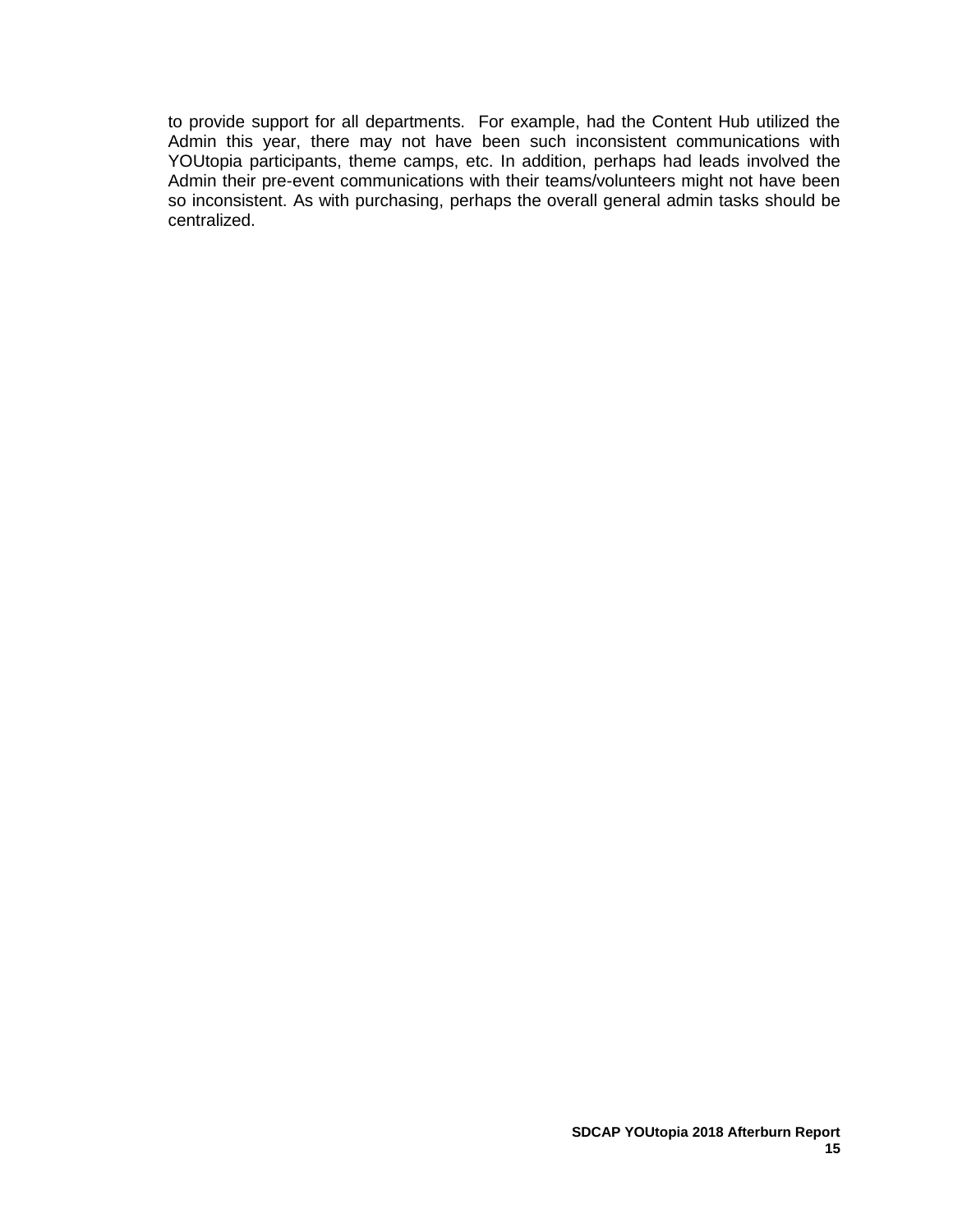to provide support for all departments.  For example, had the Content Hub utilized the Admin this year, there may not have been such inconsistent communications with YOUtopia participants, theme camps, etc. In addition, perhaps had leads involved the Admin their pre-event communications with their teams/volunteers might not have been so inconsistent. As with purchasing, perhaps the overall general admin tasks should be centralized.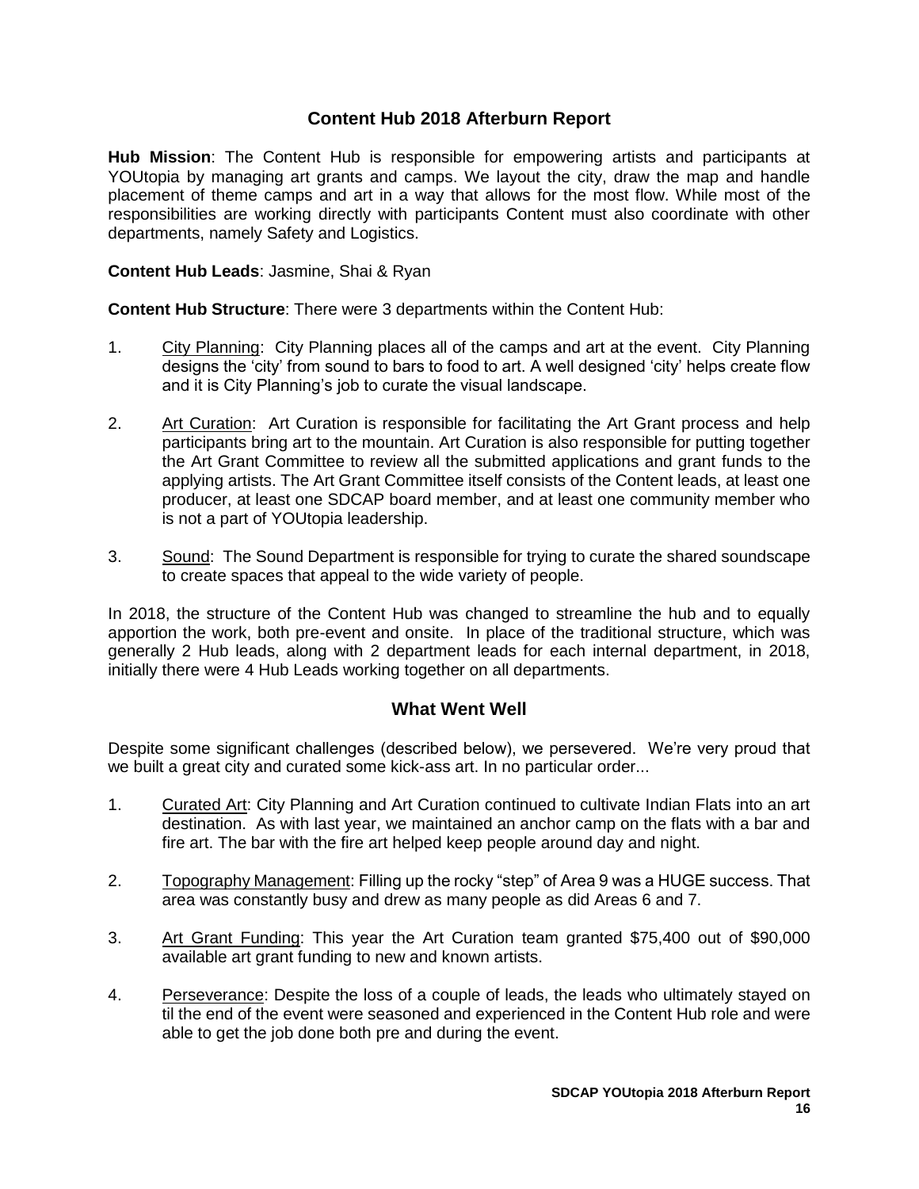# Content Hub 2018 Afterburn Report

**Hub Mission**: The Content Hub is responsible for empowering artists and participants at YOUtopia by managing art grants and camps. We layout the city, draw the map and handle placement of theme camps and art in a way that allows for the most flow. While most of the responsibilities are working directly with participants Content must also coordinate with other departments, namely Safety and Logistics.

**Content Hub Leads**: Jasmine, Shai & Ryan

**Content Hub Structure**: There were 3 departments within the Content Hub:

1. City Planning: City Planning places all of the camps and art at the event. City Planning designs the 'city' from sound to bars to food to art. A well designed 'city' helps create flow and it is City Planning's job to curate the visual landscape.

2. Art Curation: Art Curation is responsible for facilitating the Art Grant process and help participants bring art to the mountain. Art Curation is also responsible for putting together the Art Grant Committee to review all the submitted applications and grant funds to the applying artists. The Art Grant Committee itself consists of the Content leads, at least one producer, at least one SDCAP board member, and at least one community member who is not a part of YOUtopia leadership.

3. Sound: The Sound Department is responsible for trying to curate the shared soundscape to create spaces that appeal to the wide variety of people.

In 2018, the structure of the Content Hub was changed to streamline the hub and to equally apportion the work, both pre-event and onsite. In place of the traditional structure, which was generally 2 Hub leads, along with 2 department leads for each internal department, in 2018, initially there were 4 Hub Leads working together on all departments.

## What Went Well

Despite some significant challenges (described below), we persevered. We're very proud that we built a great city and curated some kick-ass art. In no particular order...

1. Curated Art: City Planning and Art Curation continued to cultivate Indian Flats into an art destination. As with last year, we maintained an anchor camp on the flats with a bar and fire art. The bar with the fire art helped keep people around day and night.

2. Topography Management: Filling up the rocky "step" of Area 9 was a HUGE success. That area was constantly busy and drew as many people as did Areas 6 and 7.

3. Art Grant Funding: This year the Art Curation team granted $75,400 out of $90,000 available art grant funding to new and known artists.

4. Perseverance: Despite the loss of a couple of leads, the leads who ultimately stayed on til the end of the event were seasoned and experienced in the Content Hub role and were able to get the job done both pre and during the event.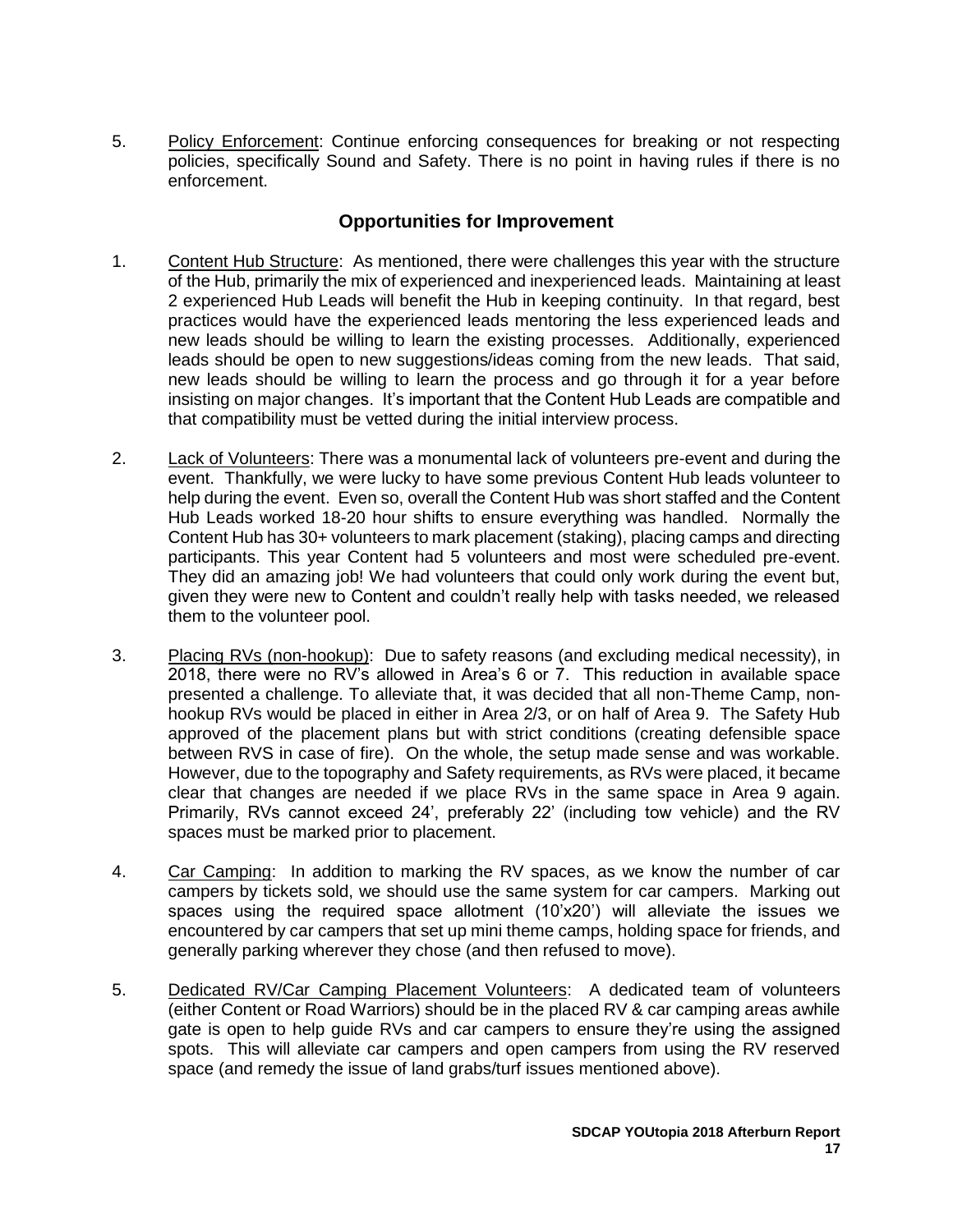5. Policy Enforcement: Continue enforcing consequences for breaking or not respecting policies, specifically Sound and Safety. There is no point in having rules if there is no enforcement.

## Opportunities for Improvement

1. Content Hub Structure: As mentioned, there were challenges this year with the structure of the Hub, primarily the mix of experienced and inexperienced leads. Maintaining at least 2 experienced Hub Leads will benefit the Hub in keeping continuity. In that regard, best practices would have the experienced leads mentoring the less experienced leads and new leads should be willing to learn the existing processes. Additionally, experienced leads should be open to new suggestions/ideas coming from the new leads. That said, new leads should be willing to learn the process and go through it for a year before insisting on major changes. It's important that the Content Hub Leads are compatible and that compatibility must be vetted during the initial interview process.

2. Lack of Volunteers: There was a monumental lack of volunteers pre-event and during the event. Thankfully, we were lucky to have some previous Content Hub leads volunteer to help during the event. Even so, overall the Content Hub was short staffed and the Content Hub Leads worked 18-20 hour shifts to ensure everything was handled. Normally the Content Hub has 30+ volunteers to mark placement (staking), placing camps and directing participants. This year Content had 5 volunteers and most were scheduled pre-event. They did an amazing job! We had volunteers that could only work during the event but, given they were new to Content and couldn't really help with tasks needed, we released them to the volunteer pool.

3. Placing RVs (non-hookup): Due to safety reasons (and excluding medical necessity), in 2018, there were no RV's allowed in Area's 6 or 7. This reduction in available space presented a challenge. To alleviate that, it was decided that all non-Theme Camp, non-hookup RVs would be placed in either in Area 2/3, or on half of Area 9. The Safety Hub approved of the placement plans but with strict conditions (creating defensible space between RVS in case of fire). On the whole, the setup made sense and was workable. However, due to the topography and Safety requirements, as RVs were placed, it became clear that changes are needed if we place RVs in the same space in Area 9 again. Primarily, RVs cannot exceed 24', preferably 22' (including tow vehicle) and the RV spaces must be marked prior to placement.

4. Car Camping: In addition to marking the RV spaces, as we know the number of car campers by tickets sold, we should use the same system for car campers. Marking out spaces using the required space allotment (10'x20') will alleviate the issues we encountered by car campers that set up mini theme camps, holding space for friends, and generally parking wherever they chose (and then refused to move).

5. Dedicated RV/Car Camping Placement Volunteers: A dedicated team of volunteers (either Content or Road Warriors) should be in the placed RV & car camping areas awhile gate is open to help guide RVs and car campers to ensure they're using the assigned spots. This will alleviate car campers and open campers from using the RV reserved space (and remedy the issue of land grabs/turf issues mentioned above).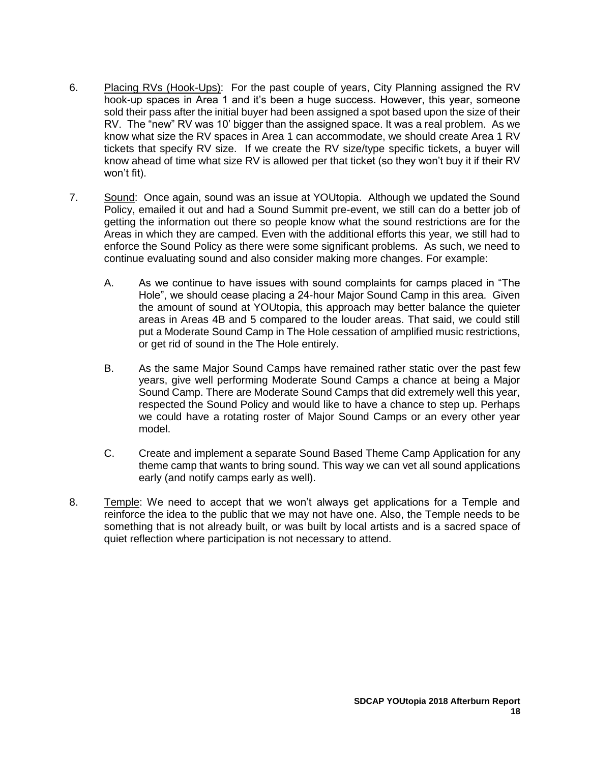6. <u>Placing RVs (Hook-Ups)</u>: For the past couple of years, City Planning assigned the RV hook-up spaces in Area 1 and it's been a huge success. However, this year, someone sold their pass after the initial buyer had been assigned a spot based upon the size of their RV. The "new" RV was 10' bigger than the assigned space. It was a real problem. As we know what size the RV spaces in Area 1 can accommodate, we should create Area 1 RV tickets that specify RV size. If we create the RV size/type specific tickets, a buyer will know ahead of time what size RV is allowed per that ticket (so they won't buy it if their RV won't fit).

7. <u>Sound</u>: Once again, sound was an issue at YOUtopia. Although we updated the Sound Policy, emailed it out and had a Sound Summit pre-event, we still can do a better job of getting the information out there so people know what the sound restrictions are for the Areas in which they are camped. Even with the additional efforts this year, we still had to enforce the Sound Policy as there were some significant problems. As such, we need to continue evaluating sound and also consider making more changes. For example:

    A. As we continue to have issues with sound complaints for camps placed in "The Hole", we should cease placing a 24-hour Major Sound Camp in this area. Given the amount of sound at YOUtopia, this approach may better balance the quieter areas in Areas 4B and 5 compared to the louder areas. That said, we could still put a Moderate Sound Camp in The Hole cessation of amplified music restrictions, or get rid of sound in the The Hole entirely.

    B. As the same Major Sound Camps have remained rather static over the past few years, give well performing Moderate Sound Camps a chance at being a Major Sound Camp. There are Moderate Sound Camps that did extremely well this year, respected the Sound Policy and would like to have a chance to step up. Perhaps we could have a rotating roster of Major Sound Camps or an every other year model.

    C. Create and implement a separate Sound Based Theme Camp Application for any theme camp that wants to bring sound. This way we can vet all sound applications early (and notify camps early as well).

8. <u>Temple</u>: We need to accept that we won't always get applications for a Temple and reinforce the idea to the public that we may not have one. Also, the Temple needs to be something that is not already built, or was built by local artists and is a sacred space of quiet reflection where participation is not necessary to attend.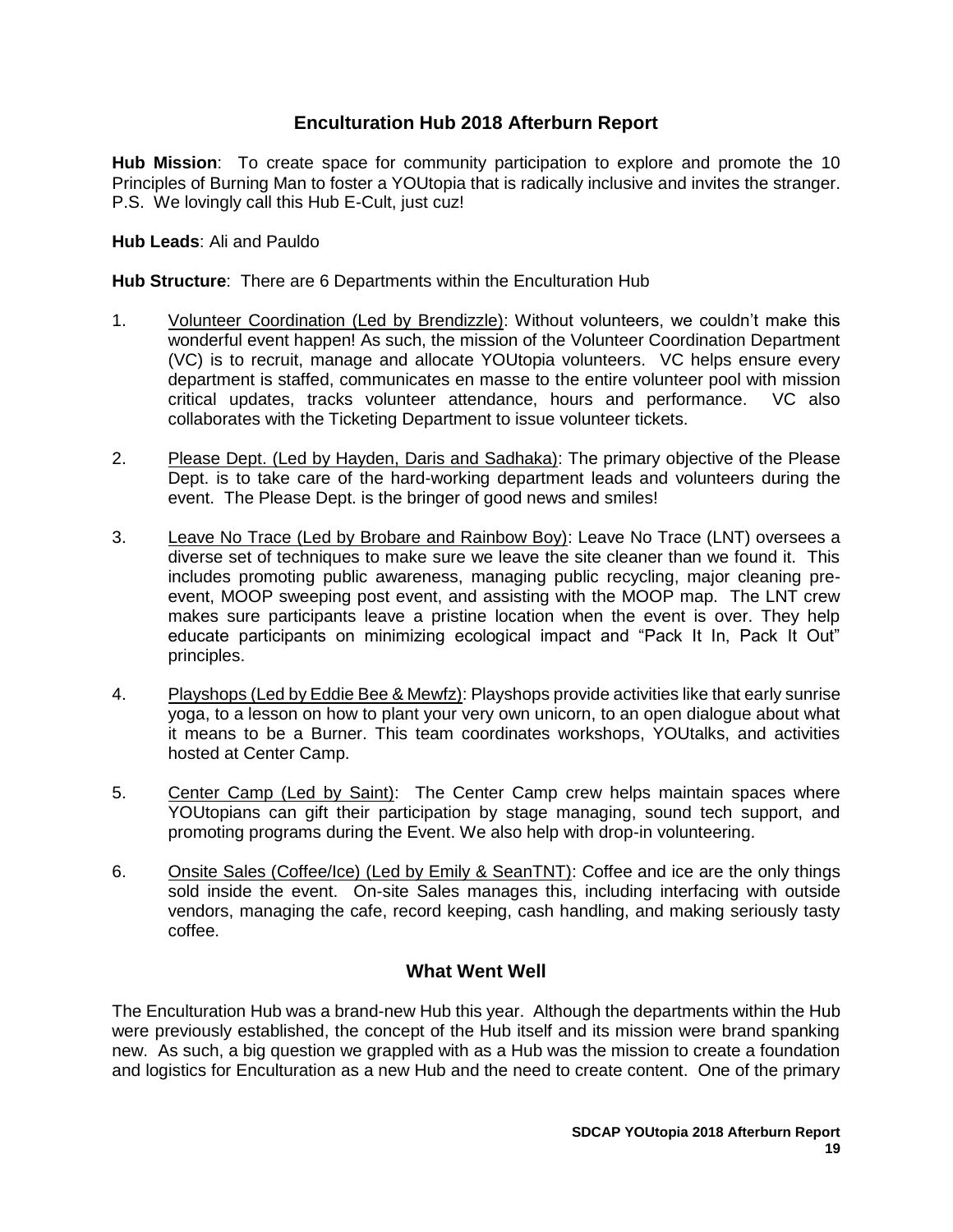## Enculturation Hub 2018 Afterburn Report

**Hub Mission**: To create space for community participation to explore and promote the 10 Principles of Burning Man to foster a YOUtopia that is radically inclusive and invites the stranger. P.S. We lovingly call this Hub E-Cult, just cuz!

**Hub Leads**: Ali and Pauldo

**Hub Structure**: There are 6 Departments within the Enculturation Hub

1. Volunteer Coordination (Led by Brendizzle): Without volunteers, we couldn't make this wonderful event happen! As such, the mission of the Volunteer Coordination Department (VC) is to recruit, manage and allocate YOUtopia volunteers. VC helps ensure every department is staffed, communicates en masse to the entire volunteer pool with mission critical updates, tracks volunteer attendance, hours and performance. VC also collaborates with the Ticketing Department to issue volunteer tickets.

2. Please Dept. (Led by Hayden, Daris and Sadhaka): The primary objective of the Please Dept. is to take care of the hard-working department leads and volunteers during the event. The Please Dept. is the bringer of good news and smiles!

3. Leave No Trace (Led by Brobare and Rainbow Boy): Leave No Trace (LNT) oversees a diverse set of techniques to make sure we leave the site cleaner than we found it. This includes promoting public awareness, managing public recycling, major cleaning pre-event, MOOP sweeping post event, and assisting with the MOOP map. The LNT crew makes sure participants leave a pristine location when the event is over. They help educate participants on minimizing ecological impact and "Pack It In, Pack It Out" principles.

4. Playshops (Led by Eddie Bee & Mewfz): Playshops provide activities like that early sunrise yoga, to a lesson on how to plant your very own unicorn, to an open dialogue about what it means to be a Burner. This team coordinates workshops, YOUtalks, and activities hosted at Center Camp.

5. Center Camp (Led by Saint): The Center Camp crew helps maintain spaces where YOUtopians can gift their participation by stage managing, sound tech support, and promoting programs during the Event. We also help with drop-in volunteering.

6. Onsite Sales (Coffee/Ice) (Led by Emily & SeanTNT): Coffee and ice are the only things sold inside the event. On-site Sales manages this, including interfacing with outside vendors, managing the cafe, record keeping, cash handling, and making seriously tasty coffee.

### What Went Well

The Enculturation Hub was a brand-new Hub this year. Although the departments within the Hub were previously established, the concept of the Hub itself and its mission were brand spanking new. As such, a big question we grappled with as a Hub was the mission to create a foundation and logistics for Enculturation as a new Hub and the need to create content. One of the primary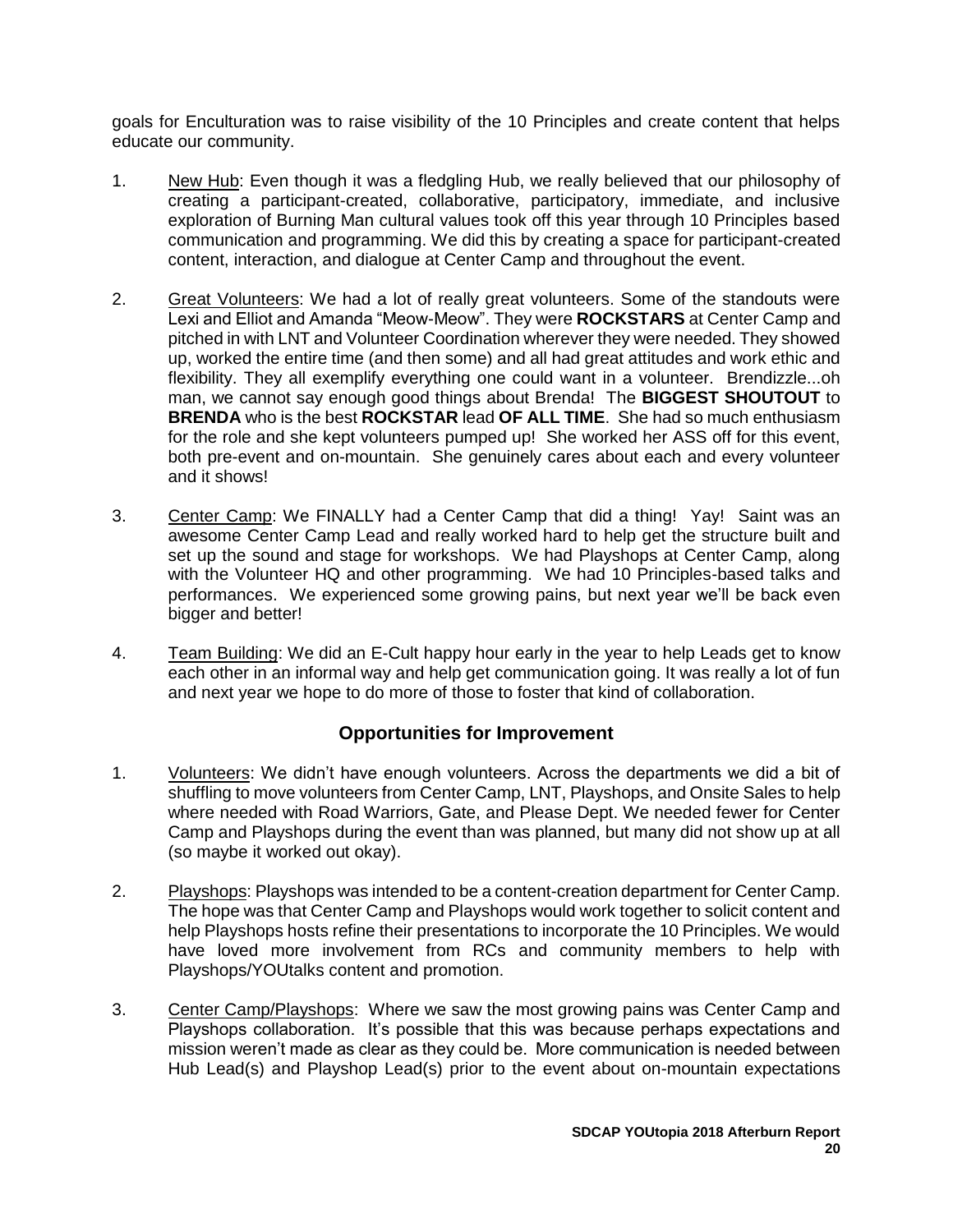goals for Enculturation was to raise visibility of the 10 Principles and create content that helps educate our community.

1. New Hub: Even though it was a fledgling Hub, we really believed that our philosophy of creating a participant-created, collaborative, participatory, immediate, and inclusive exploration of Burning Man cultural values took off this year through 10 Principles based communication and programming. We did this by creating a space for participant-created content, interaction, and dialogue at Center Camp and throughout the event.

2. Great Volunteers: We had a lot of really great volunteers. Some of the standouts were Lexi and Elliot and Amanda "Meow-Meow". They were **ROCKSTARS** at Center Camp and pitched in with LNT and Volunteer Coordination wherever they were needed. They showed up, worked the entire time (and then some) and all had great attitudes and work ethic and flexibility. They all exemplify everything one could want in a volunteer. Brendizzle...oh man, we cannot say enough good things about Brenda! The **BIGGEST SHOUTOUT** to **BRENDA** who is the best **ROCKSTAR** lead **OF ALL TIME**. She had so much enthusiasm for the role and she kept volunteers pumped up! She worked her ASS off for this event, both pre-event and on-mountain. She genuinely cares about each and every volunteer and it shows!

3. Center Camp: We FINALLY had a Center Camp that did a thing! Yay! Saint was an awesome Center Camp Lead and really worked hard to help get the structure built and set up the sound and stage for workshops. We had Playshops at Center Camp, along with the Volunteer HQ and other programming. We had 10 Principles-based talks and performances. We experienced some growing pains, but next year we'll be back even bigger and better!

4. Team Building: We did an E-Cult happy hour early in the year to help Leads get to know each other in an informal way and help get communication going. It was really a lot of fun and next year we hope to do more of those to foster that kind of collaboration.

## Opportunities for Improvement

1. Volunteers: We didn't have enough volunteers. Across the departments we did a bit of shuffling to move volunteers from Center Camp, LNT, Playshops, and Onsite Sales to help where needed with Road Warriors, Gate, and Please Dept. We needed fewer for Center Camp and Playshops during the event than was planned, but many did not show up at all (so maybe it worked out okay).

2. Playshops: Playshops was intended to be a content-creation department for Center Camp. The hope was that Center Camp and Playshops would work together to solicit content and help Playshops hosts refine their presentations to incorporate the 10 Principles. We would have loved more involvement from RCs and community members to help with Playshops/YOUtalks content and promotion.

3. Center Camp/Playshops: Where we saw the most growing pains was Center Camp and Playshops collaboration. It's possible that this was because perhaps expectations and mission weren't made as clear as they could be. More communication is needed between Hub Lead(s) and Playshop Lead(s) prior to the event about on-mountain expectations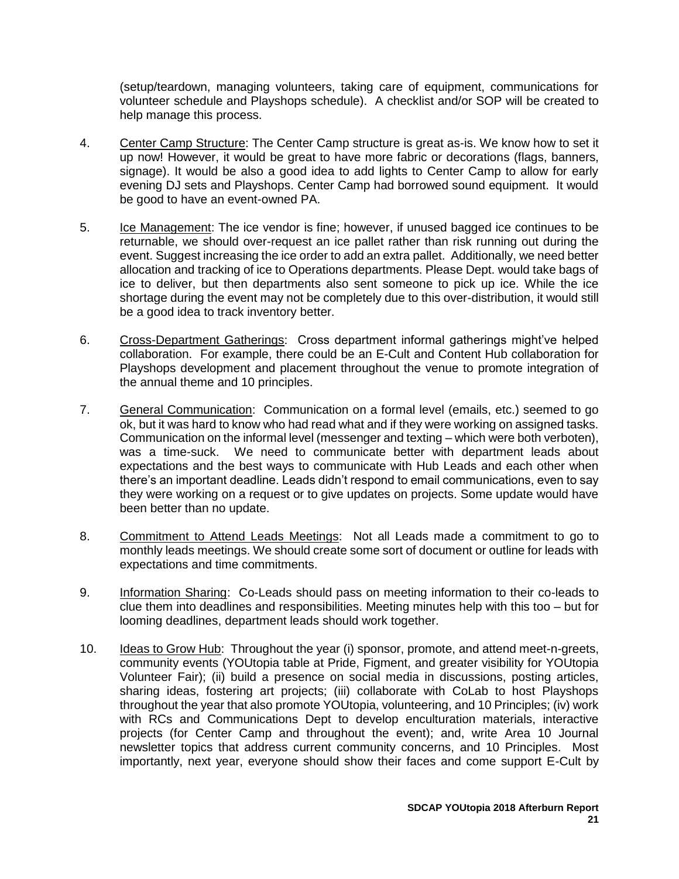(setup/teardown, managing volunteers, taking care of equipment, communications for volunteer schedule and Playshops schedule). A checklist and/or SOP will be created to help manage this process.

4. Center Camp Structure: The Center Camp structure is great as-is. We know how to set it up now! However, it would be great to have more fabric or decorations (flags, banners, signage). It would be also a good idea to add lights to Center Camp to allow for early evening DJ sets and Playshops. Center Camp had borrowed sound equipment. It would be good to have an event-owned PA.

5. Ice Management: The ice vendor is fine; however, if unused bagged ice continues to be returnable, we should over-request an ice pallet rather than risk running out during the event. Suggest increasing the ice order to add an extra pallet. Additionally, we need better allocation and tracking of ice to Operations departments. Please Dept. would take bags of ice to deliver, but then departments also sent someone to pick up ice. While the ice shortage during the event may not be completely due to this over-distribution, it would still be a good idea to track inventory better.

6. Cross-Department Gatherings: Cross department informal gatherings might've helped collaboration. For example, there could be an E-Cult and Content Hub collaboration for Playshops development and placement throughout the venue to promote integration of the annual theme and 10 principles.

7. General Communication: Communication on a formal level (emails, etc.) seemed to go ok, but it was hard to know who had read what and if they were working on assigned tasks. Communication on the informal level (messenger and texting – which were both verboten), was a time-suck. We need to communicate better with department leads about expectations and the best ways to communicate with Hub Leads and each other when there's an important deadline. Leads didn't respond to email communications, even to say they were working on a request or to give updates on projects. Some update would have been better than no update.

8. Commitment to Attend Leads Meetings: Not all Leads made a commitment to go to monthly leads meetings. We should create some sort of document or outline for leads with expectations and time commitments.

9. Information Sharing: Co-Leads should pass on meeting information to their co-leads to clue them into deadlines and responsibilities. Meeting minutes help with this too – but for looming deadlines, department leads should work together.

10. Ideas to Grow Hub: Throughout the year (i) sponsor, promote, and attend meet-n-greets, community events (YOUtopia table at Pride, Figment, and greater visibility for YOUtopia Volunteer Fair); (ii) build a presence on social media in discussions, posting articles, sharing ideas, fostering art projects; (iii) collaborate with CoLab to host Playshops throughout the year that also promote YOUtopia, volunteering, and 10 Principles; (iv) work with RCs and Communications Dept to develop enculturation materials, interactive projects (for Center Camp and throughout the event); and, write Area 10 Journal newsletter topics that address current community concerns, and 10 Principles. Most importantly, next year, everyone should show their faces and come support E-Cult by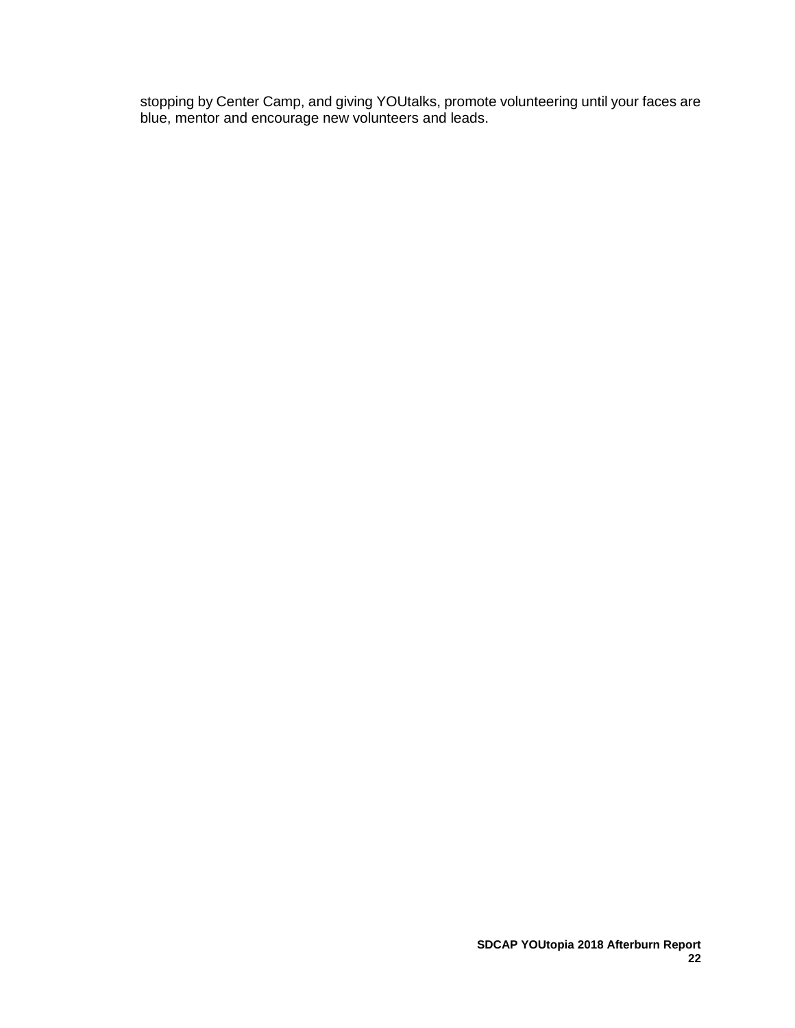stopping by Center Camp, and giving YOUtalks, promote volunteering until your faces are blue, mentor and encourage new volunteers and leads.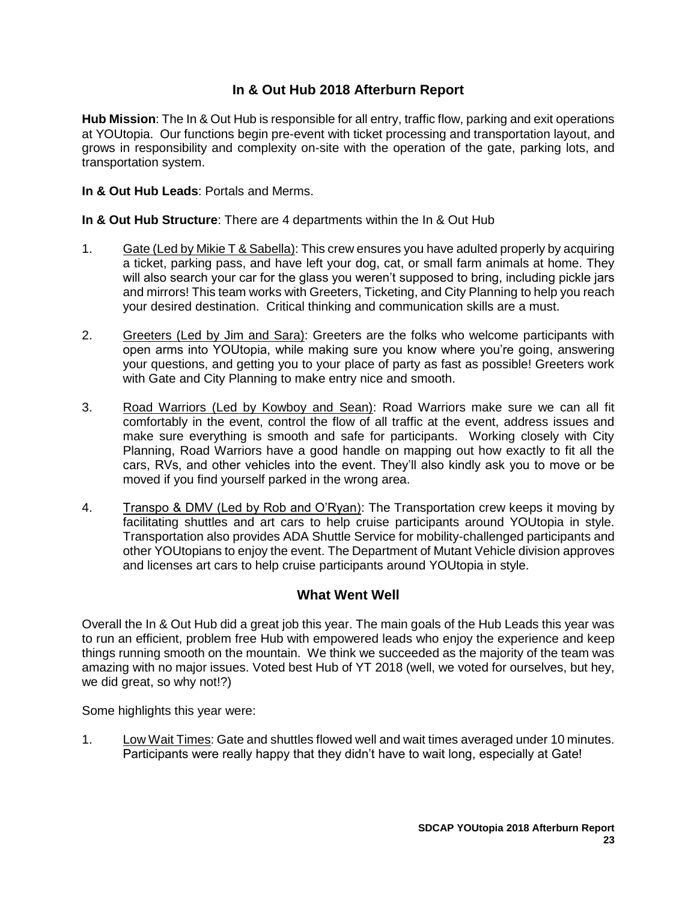## In & Out Hub 2018 Afterburn Report

**Hub Mission**: The In & Out Hub is responsible for all entry, traffic flow, parking and exit operations at YOUtopia. Our functions begin pre-event with ticket processing and transportation layout, and grows in responsibility and complexity on-site with the operation of the gate, parking lots, and transportation system.

**In & Out Hub Leads**: Portals and Merms.

**In & Out Hub Structure**: There are 4 departments within the In & Out Hub

1. Gate (Led by Mikie T & Sabella): This crew ensures you have adulted properly by acquiring a ticket, parking pass, and have left your dog, cat, or small farm animals at home. They will also search your car for the glass you weren't supposed to bring, including pickle jars and mirrors! This team works with Greeters, Ticketing, and City Planning to help you reach your desired destination. Critical thinking and communication skills are a must.
2. Greeters (Led by Jim and Sara): Greeters are the folks who welcome participants with open arms into YOUtopia, while making sure you know where you're going, answering your questions, and getting you to your place of party as fast as possible! Greeters work with Gate and City Planning to make entry nice and smooth.
3. Road Warriors (Led by Kowboy and Sean): Road Warriors make sure we can all fit comfortably in the event, control the flow of all traffic at the event, address issues and make sure everything is smooth and safe for participants. Working closely with City Planning, Road Warriors have a good handle on mapping out how exactly to fit all the cars, RVs, and other vehicles into the event. They'll also kindly ask you to move or be moved if you find yourself parked in the wrong area.
4. Transpo & DMV (Led by Rob and O'Ryan): The Transportation crew keeps it moving by facilitating shuttles and art cars to help cruise participants around YOUtopia in style. Transportation also provides ADA Shuttle Service for mobility-challenged participants and other YOUtopians to enjoy the event. The Department of Mutant Vehicle division approves and licenses art cars to help cruise participants around YOUtopia in style.

### What Went Well

Overall the In & Out Hub did a great job this year. The main goals of the Hub Leads this year was to run an efficient, problem free Hub with empowered leads who enjoy the experience and keep things running smooth on the mountain. We think we succeeded as the majority of the team was amazing with no major issues. Voted best Hub of YT 2018 (well, we voted for ourselves, but hey, we did great, so why not!?)

Some highlights this year were:

1. Low Wait Times: Gate and shuttles flowed well and wait times averaged under 10 minutes. Participants were really happy that they didn't have to wait long, especially at Gate!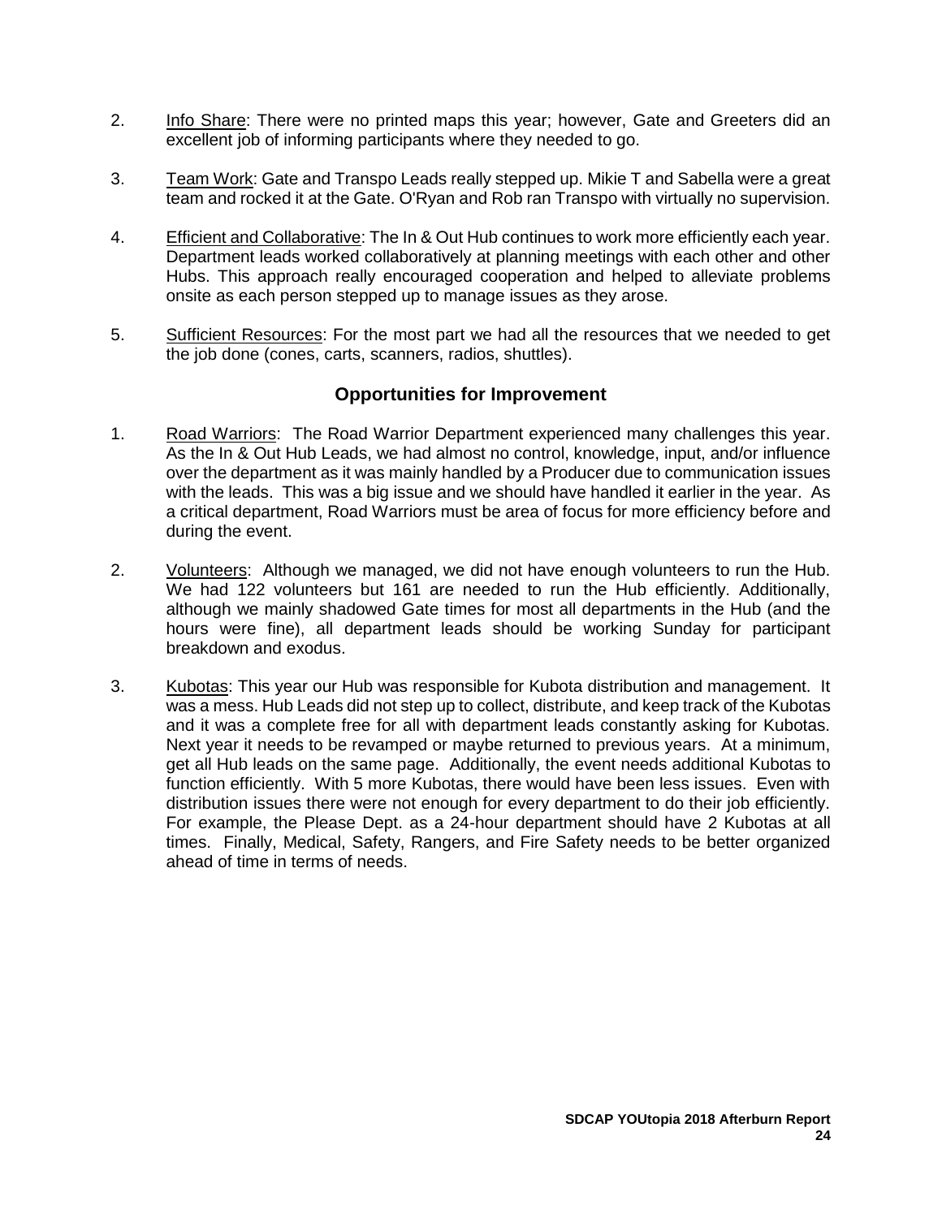2. <u>Info Share</u>: There were no printed maps this year; however, Gate and Greeters did an excellent job of informing participants where they needed to go.

3. <u>Team Work</u>: Gate and Transpo Leads really stepped up. Mikie T and Sabella were a great team and rocked it at the Gate. O'Ryan and Rob ran Transpo with virtually no supervision.

4. <u>Efficient and Collaborative</u>: The In & Out Hub continues to work more efficiently each year. Department leads worked collaboratively at planning meetings with each other and other Hubs. This approach really encouraged cooperation and helped to alleviate problems onsite as each person stepped up to manage issues as they arose.

5. <u>Sufficient Resources</u>: For the most part we had all the resources that we needed to get the job done (cones, carts, scanners, radios, shuttles).

### Opportunities for Improvement

1. <u>Road Warriors</u>: The Road Warrior Department experienced many challenges this year. As the In & Out Hub Leads, we had almost no control, knowledge, input, and/or influence over the department as it was mainly handled by a Producer due to communication issues with the leads. This was a big issue and we should have handled it earlier in the year. As a critical department, Road Warriors must be area of focus for more efficiency before and during the event.

2. <u>Volunteers</u>: Although we managed, we did not have enough volunteers to run the Hub. We had 122 volunteers but 161 are needed to run the Hub efficiently. Additionally, although we mainly shadowed Gate times for most all departments in the Hub (and the hours were fine), all department leads should be working Sunday for participant breakdown and exodus.

3. <u>Kubotas</u>: This year our Hub was responsible for Kubota distribution and management. It was a mess. Hub Leads did not step up to collect, distribute, and keep track of the Kubotas and it was a complete free for all with department leads constantly asking for Kubotas. Next year it needs to be revamped or maybe returned to previous years. At a minimum, get all Hub leads on the same page. Additionally, the event needs additional Kubotas to function efficiently. With 5 more Kubotas, there would have been less issues. Even with distribution issues there were not enough for every department to do their job efficiently. For example, the Please Dept. as a 24-hour department should have 2 Kubotas at all times. Finally, Medical, Safety, Rangers, and Fire Safety needs to be better organized ahead of time in terms of needs.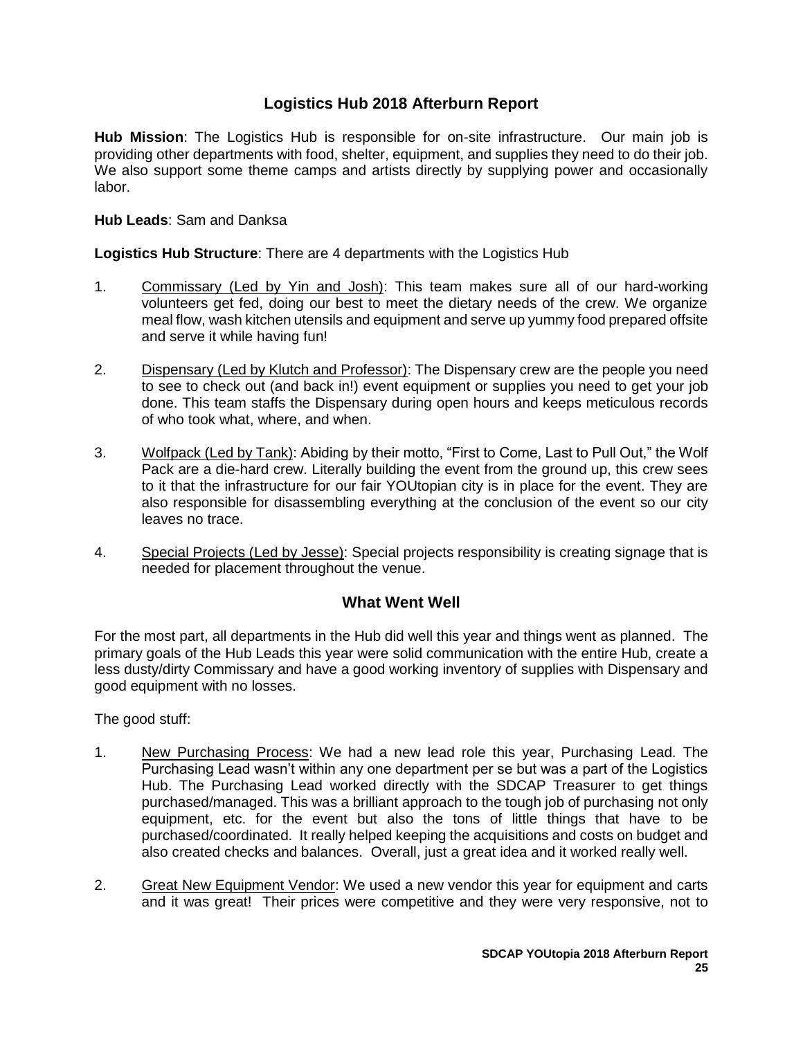## Logistics Hub 2018 Afterburn Report

**Hub Mission**: The Logistics Hub is responsible for on-site infrastructure. Our main job is providing other departments with food, shelter, equipment, and supplies they need to do their job. We also support some theme camps and artists directly by supplying power and occasionally labor.

**Hub Leads**: Sam and Danksa

**Logistics Hub Structure**: There are 4 departments with the Logistics Hub

1. Commissary (Led by Yin and Josh): This team makes sure all of our hard-working volunteers get fed, doing our best to meet the dietary needs of the crew. We organize meal flow, wash kitchen utensils and equipment and serve up yummy food prepared offsite and serve it while having fun!

2. Dispensary (Led by Klutch and Professor): The Dispensary crew are the people you need to see to check out (and back in!) event equipment or supplies you need to get your job done. This team staffs the Dispensary during open hours and keeps meticulous records of who took what, where, and when.

3. Wolfpack (Led by Tank): Abiding by their motto, "First to Come, Last to Pull Out," the Wolf Pack are a die-hard crew. Literally building the event from the ground up, this crew sees to it that the infrastructure for our fair YOUtopian city is in place for the event. They are also responsible for disassembling everything at the conclusion of the event so our city leaves no trace.

4. Special Projects (Led by Jesse): Special projects responsibility is creating signage that is needed for placement throughout the venue.

### What Went Well

For the most part, all departments in the Hub did well this year and things went as planned. The primary goals of the Hub Leads this year were solid communication with the entire Hub, create a less dusty/dirty Commissary and have a good working inventory of supplies with Dispensary and good equipment with no losses.

The good stuff:

1. New Purchasing Process: We had a new lead role this year, Purchasing Lead. The Purchasing Lead wasn't within any one department per se but was a part of the Logistics Hub. The Purchasing Lead worked directly with the SDCAP Treasurer to get things purchased/managed. This was a brilliant approach to the tough job of purchasing not only equipment, etc. for the event but also the tons of little things that have to be purchased/coordinated. It really helped keeping the acquisitions and costs on budget and also created checks and balances. Overall, just a great idea and it worked really well.

2. Great New Equipment Vendor: We used a new vendor this year for equipment and carts and it was great! Their prices were competitive and they were very responsive, not to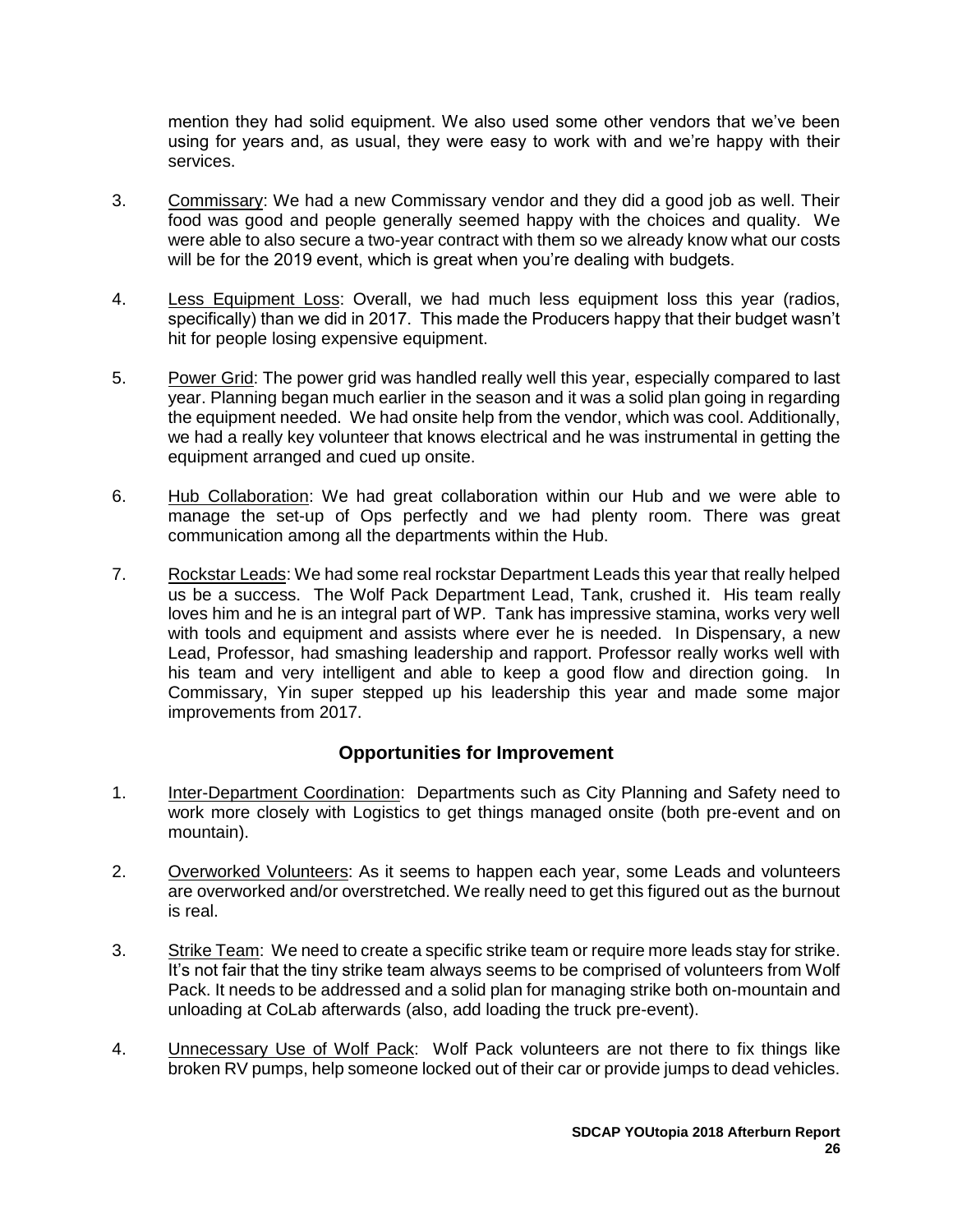mention they had solid equipment. We also used some other vendors that we've been using for years and, as usual, they were easy to work with and we're happy with their services.

3. Commissary: We had a new Commissary vendor and they did a good job as well. Their food was good and people generally seemed happy with the choices and quality. We were able to also secure a two-year contract with them so we already know what our costs will be for the 2019 event, which is great when you're dealing with budgets.

4. Less Equipment Loss: Overall, we had much less equipment loss this year (radios, specifically) than we did in 2017. This made the Producers happy that their budget wasn't hit for people losing expensive equipment.

5. Power Grid: The power grid was handled really well this year, especially compared to last year. Planning began much earlier in the season and it was a solid plan going in regarding the equipment needed. We had onsite help from the vendor, which was cool. Additionally, we had a really key volunteer that knows electrical and he was instrumental in getting the equipment arranged and cued up onsite.

6. Hub Collaboration: We had great collaboration within our Hub and we were able to manage the set-up of Ops perfectly and we had plenty room. There was great communication among all the departments within the Hub.

7. Rockstar Leads: We had some real rockstar Department Leads this year that really helped us be a success. The Wolf Pack Department Lead, Tank, crushed it. His team really loves him and he is an integral part of WP. Tank has impressive stamina, works very well with tools and equipment and assists where ever he is needed. In Dispensary, a new Lead, Professor, had smashing leadership and rapport. Professor really works well with his team and very intelligent and able to keep a good flow and direction going. In Commissary, Yin super stepped up his leadership this year and made some major improvements from 2017.

## Opportunities for Improvement

1. Inter-Department Coordination: Departments such as City Planning and Safety need to work more closely with Logistics to get things managed onsite (both pre-event and on mountain).

2. Overworked Volunteers: As it seems to happen each year, some Leads and volunteers are overworked and/or overstretched. We really need to get this figured out as the burnout is real.

3. Strike Team: We need to create a specific strike team or require more leads stay for strike. It's not fair that the tiny strike team always seems to be comprised of volunteers from Wolf Pack. It needs to be addressed and a solid plan for managing strike both on-mountain and unloading at CoLab afterwards (also, add loading the truck pre-event).

4. Unnecessary Use of Wolf Pack: Wolf Pack volunteers are not there to fix things like broken RV pumps, help someone locked out of their car or provide jumps to dead vehicles.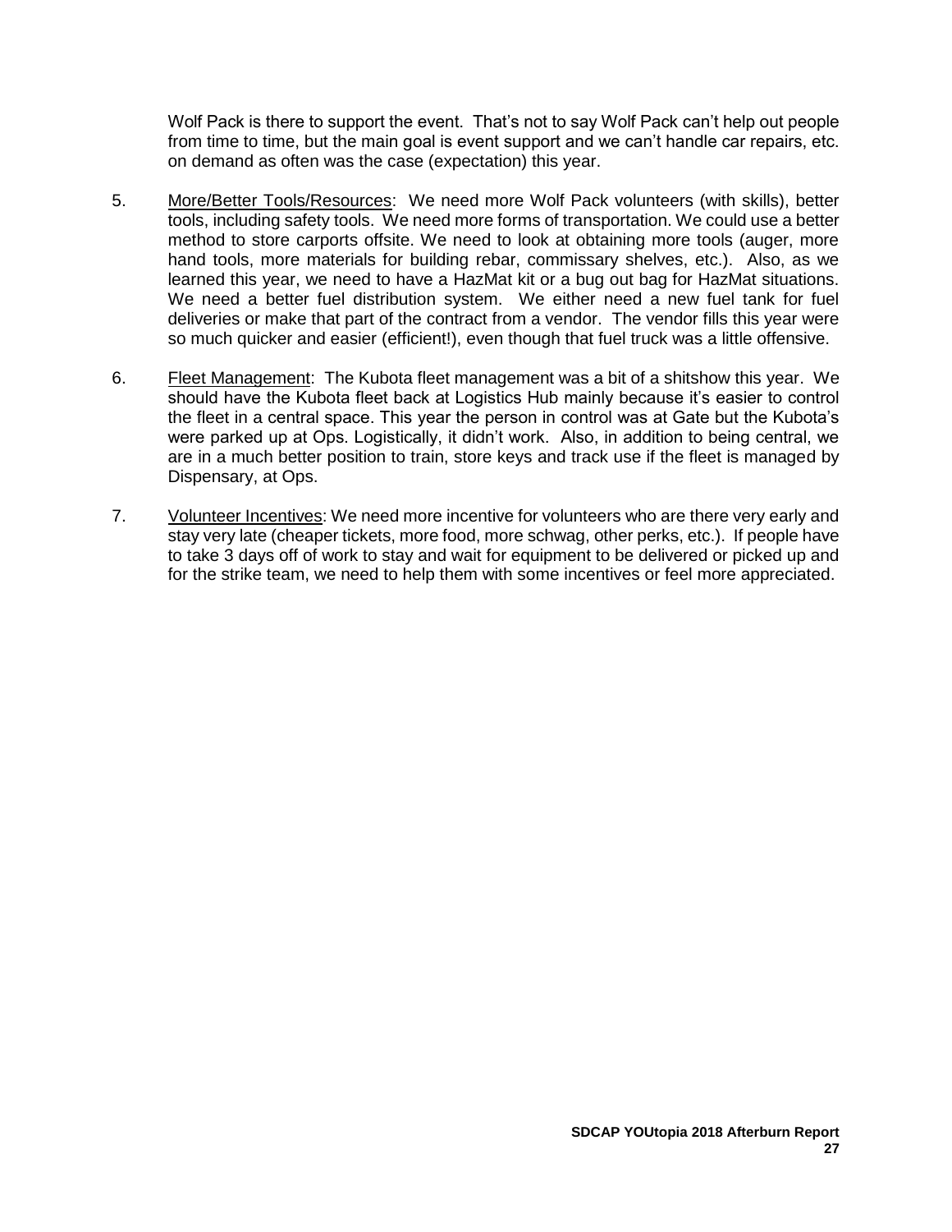Wolf Pack is there to support the event. That's not to say Wolf Pack can't help out people from time to time, but the main goal is event support and we can't handle car repairs, etc. on demand as often was the case (expectation) this year.

5. More/Better Tools/Resources: We need more Wolf Pack volunteers (with skills), better tools, including safety tools. We need more forms of transportation. We could use a better method to store carports offsite. We need to look at obtaining more tools (auger, more hand tools, more materials for building rebar, commissary shelves, etc.). Also, as we learned this year, we need to have a HazMat kit or a bug out bag for HazMat situations. We need a better fuel distribution system. We either need a new fuel tank for fuel deliveries or make that part of the contract from a vendor. The vendor fills this year were so much quicker and easier (efficient!), even though that fuel truck was a little offensive.

6. Fleet Management: The Kubota fleet management was a bit of a shitshow this year. We should have the Kubota fleet back at Logistics Hub mainly because it's easier to control the fleet in a central space. This year the person in control was at Gate but the Kubota's were parked up at Ops. Logistically, it didn't work. Also, in addition to being central, we are in a much better position to train, store keys and track use if the fleet is managed by Dispensary, at Ops.

7. Volunteer Incentives: We need more incentive for volunteers who are there very early and stay very late (cheaper tickets, more food, more schwag, other perks, etc.). If people have to take 3 days off of work to stay and wait for equipment to be delivered or picked up and for the strike team, we need to help them with some incentives or feel more appreciated.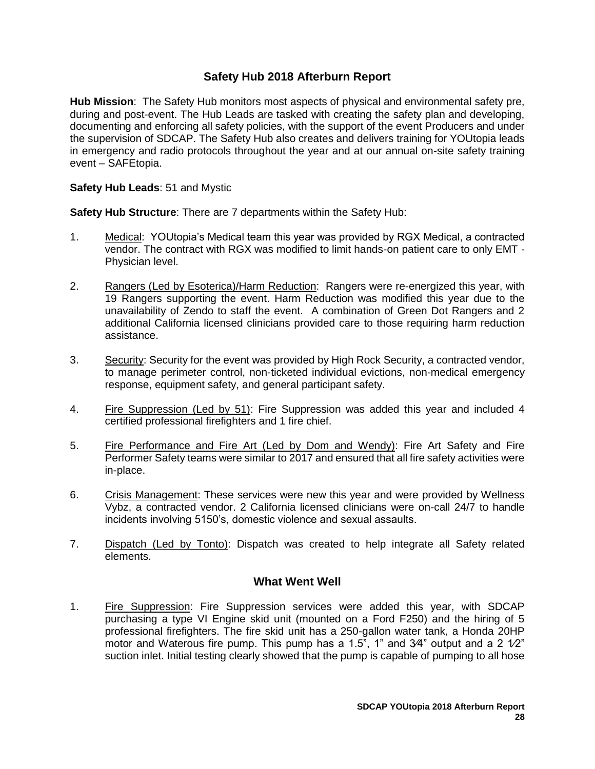## Safety Hub 2018 Afterburn Report

**Hub Mission**: The Safety Hub monitors most aspects of physical and environmental safety pre, during and post-event. The Hub Leads are tasked with creating the safety plan and developing, documenting and enforcing all safety policies, with the support of the event Producers and under the supervision of SDCAP. The Safety Hub also creates and delivers training for YOUtopia leads in emergency and radio protocols throughout the year and at our annual on-site safety training event – SAFEtopia.

**Safety Hub Leads**: 51 and Mystic

**Safety Hub Structure**: There are 7 departments within the Safety Hub:

1. Medical: YOUtopia's Medical team this year was provided by RGX Medical, a contracted vendor. The contract with RGX was modified to limit hands-on patient care to only EMT - Physician level.
2. Rangers (Led by Esoterica)/Harm Reduction: Rangers were re-energized this year, with 19 Rangers supporting the event. Harm Reduction was modified this year due to the unavailability of Zendo to staff the event. A combination of Green Dot Rangers and 2 additional California licensed clinicians provided care to those requiring harm reduction assistance.
3. Security: Security for the event was provided by High Rock Security, a contracted vendor, to manage perimeter control, non-ticketed individual evictions, non-medical emergency response, equipment safety, and general participant safety.
4. Fire Suppression (Led by 51): Fire Suppression was added this year and included 4 certified professional firefighters and 1 fire chief.
5. Fire Performance and Fire Art (Led by Dom and Wendy): Fire Art Safety and Fire Performer Safety teams were similar to 2017 and ensured that all fire safety activities were in-place.
6. Crisis Management: These services were new this year and were provided by Wellness Vybz, a contracted vendor. 2 California licensed clinicians were on-call 24/7 to handle incidents involving 5150's, domestic violence and sexual assaults.
7. Dispatch (Led by Tonto): Dispatch was created to help integrate all Safety related elements.

### What Went Well

1. Fire Suppression: Fire Suppression services were added this year, with SDCAP purchasing a type VI Engine skid unit (mounted on a Ford F250) and the hiring of 5 professional firefighters. The fire skid unit has a 250-gallon water tank, a Honda 20HP motor and Waterous fire pump. This pump has a 1.5", 1" and 3⁄4" output and a 2 1⁄2" suction inlet. Initial testing clearly showed that the pump is capable of pumping to all hose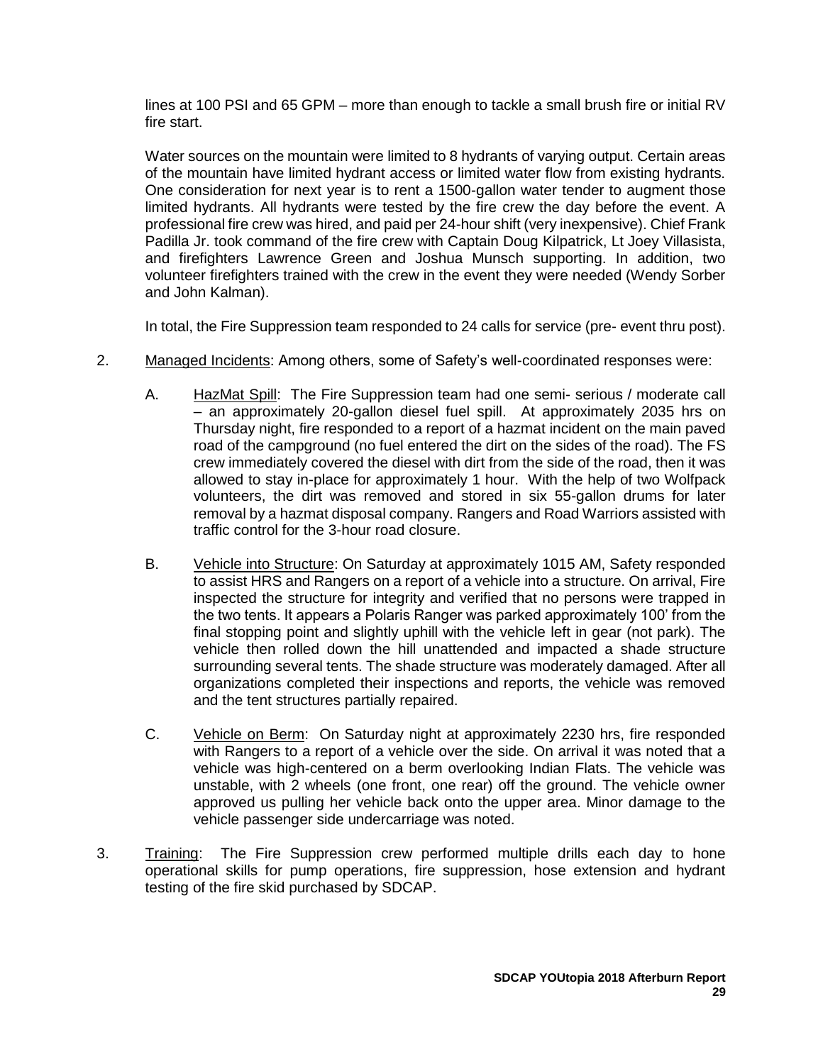lines at 100 PSI and 65 GPM – more than enough to tackle a small brush fire or initial RV fire start.

Water sources on the mountain were limited to 8 hydrants of varying output. Certain areas of the mountain have limited hydrant access or limited water flow from existing hydrants. One consideration for next year is to rent a 1500-gallon water tender to augment those limited hydrants. All hydrants were tested by the fire crew the day before the event. A professional fire crew was hired, and paid per 24-hour shift (very inexpensive). Chief Frank Padilla Jr. took command of the fire crew with Captain Doug Kilpatrick, Lt Joey Villasista, and firefighters Lawrence Green and Joshua Munsch supporting. In addition, two volunteer firefighters trained with the crew in the event they were needed (Wendy Sorber and John Kalman).

In total, the Fire Suppression team responded to 24 calls for service (pre- event thru post).

2. Managed Incidents: Among others, some of Safety's well-coordinated responses were:

   A. HazMat Spill: The Fire Suppression team had one semi- serious / moderate call – an approximately 20-gallon diesel fuel spill. At approximately 2035 hrs on Thursday night, fire responded to a report of a hazmat incident on the main paved road of the campground (no fuel entered the dirt on the sides of the road). The FS crew immediately covered the diesel with dirt from the side of the road, then it was allowed to stay in-place for approximately 1 hour. With the help of two Wolfpack volunteers, the dirt was removed and stored in six 55-gallon drums for later removal by a hazmat disposal company. Rangers and Road Warriors assisted with traffic control for the 3-hour road closure.

   B. Vehicle into Structure: On Saturday at approximately 1015 AM, Safety responded to assist HRS and Rangers on a report of a vehicle into a structure. On arrival, Fire inspected the structure for integrity and verified that no persons were trapped in the two tents. It appears a Polaris Ranger was parked approximately 100' from the final stopping point and slightly uphill with the vehicle left in gear (not park). The vehicle then rolled down the hill unattended and impacted a shade structure surrounding several tents. The shade structure was moderately damaged. After all organizations completed their inspections and reports, the vehicle was removed and the tent structures partially repaired.

   C. Vehicle on Berm: On Saturday night at approximately 2230 hrs, fire responded with Rangers to a report of a vehicle over the side. On arrival it was noted that a vehicle was high-centered on a berm overlooking Indian Flats. The vehicle was unstable, with 2 wheels (one front, one rear) off the ground. The vehicle owner approved us pulling her vehicle back onto the upper area. Minor damage to the vehicle passenger side undercarriage was noted.

3. Training: The Fire Suppression crew performed multiple drills each day to hone operational skills for pump operations, fire suppression, hose extension and hydrant testing of the fire skid purchased by SDCAP.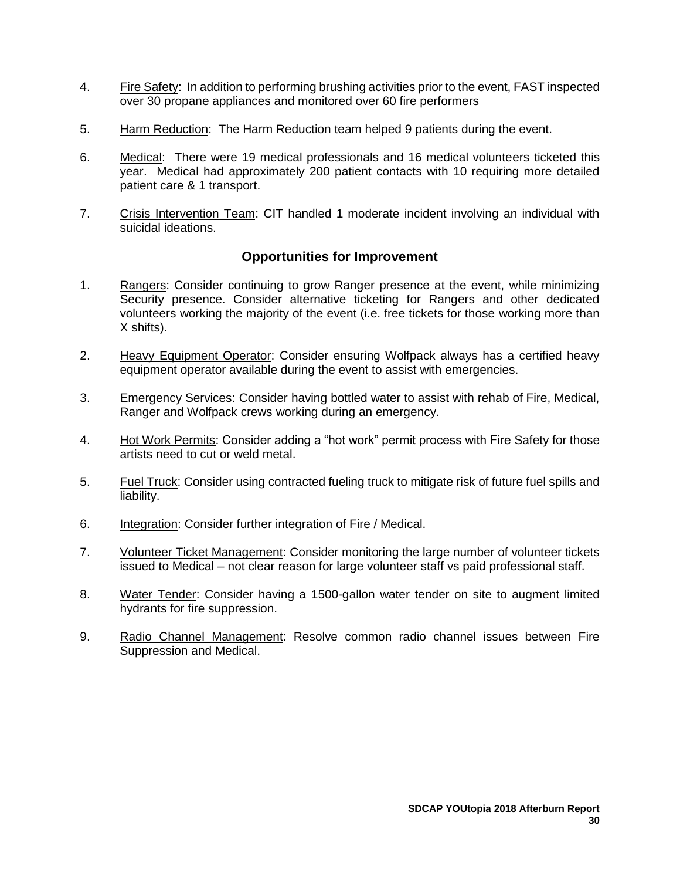4. Fire Safety: In addition to performing brushing activities prior to the event, FAST inspected over 30 propane appliances and monitored over 60 fire performers

5. Harm Reduction: The Harm Reduction team helped 9 patients during the event.

6. Medical: There were 19 medical professionals and 16 medical volunteers ticketed this year. Medical had approximately 200 patient contacts with 10 requiring more detailed patient care & 1 transport.

7. Crisis Intervention Team: CIT handled 1 moderate incident involving an individual with suicidal ideations.

## Opportunities for Improvement

1. Rangers: Consider continuing to grow Ranger presence at the event, while minimizing Security presence. Consider alternative ticketing for Rangers and other dedicated volunteers working the majority of the event (i.e. free tickets for those working more than X shifts).

2. Heavy Equipment Operator: Consider ensuring Wolfpack always has a certified heavy equipment operator available during the event to assist with emergencies.

3. Emergency Services: Consider having bottled water to assist with rehab of Fire, Medical, Ranger and Wolfpack crews working during an emergency.

4. Hot Work Permits: Consider adding a "hot work" permit process with Fire Safety for those artists need to cut or weld metal.

5. Fuel Truck: Consider using contracted fueling truck to mitigate risk of future fuel spills and liability.

6. Integration: Consider further integration of Fire / Medical.

7. Volunteer Ticket Management: Consider monitoring the large number of volunteer tickets issued to Medical – not clear reason for large volunteer staff vs paid professional staff.

8. Water Tender: Consider having a 1500-gallon water tender on site to augment limited hydrants for fire suppression.

9. Radio Channel Management: Resolve common radio channel issues between Fire Suppression and Medical.